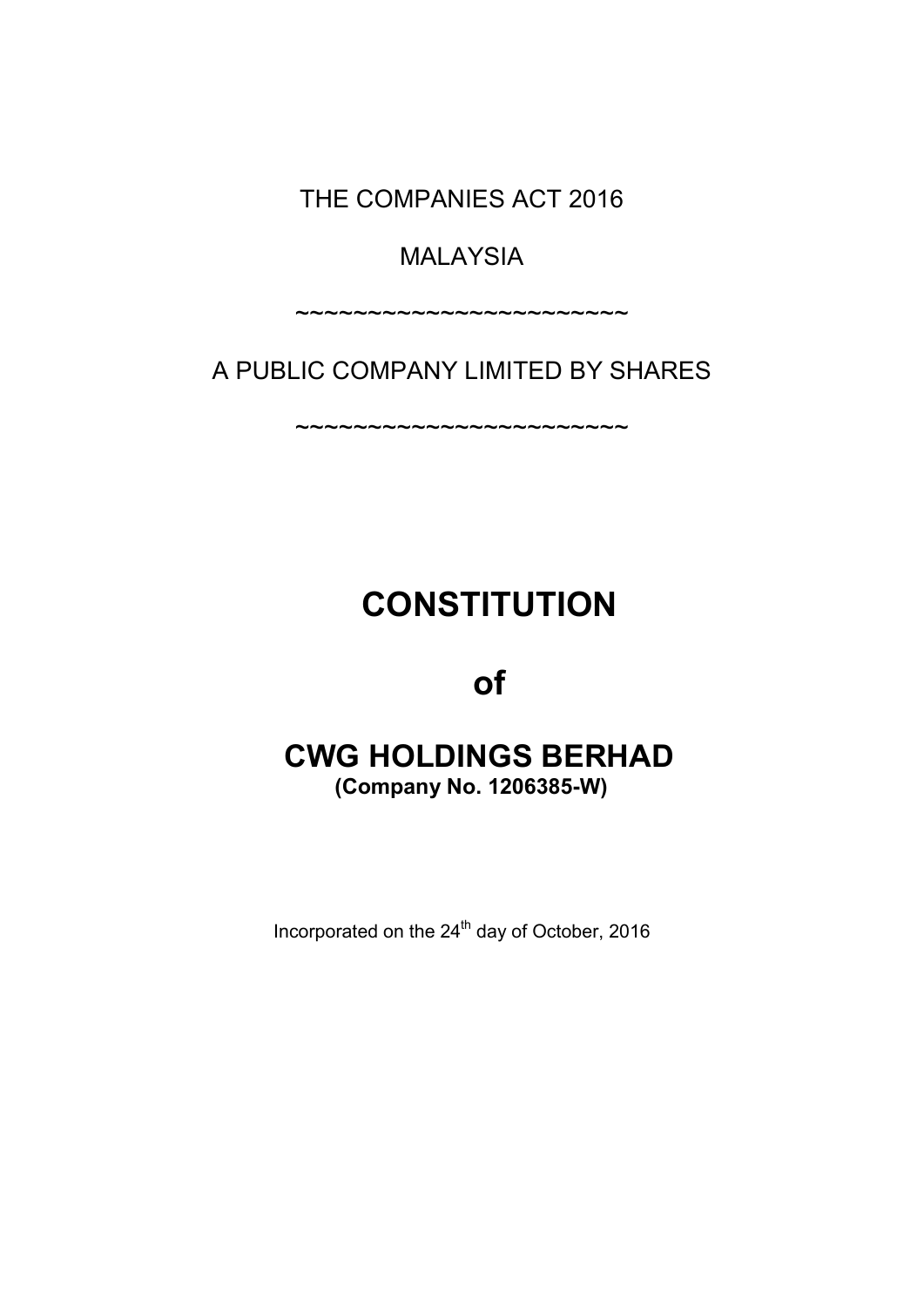THE COMPANIES ACT 2016

MALAYSIA

~~~~~~~~~~~~~~~~~~~~~~~~

A PUBLIC COMPANY LIMITED BY SHARES

~~~~~~~~~~~~~~~~~~~~~~~~

# CONSTITUTION

# of

# CWG HOLDINGS BERHAD

**(Company No. 1206385-W)**

Incorporated on the 24th day of October, 2016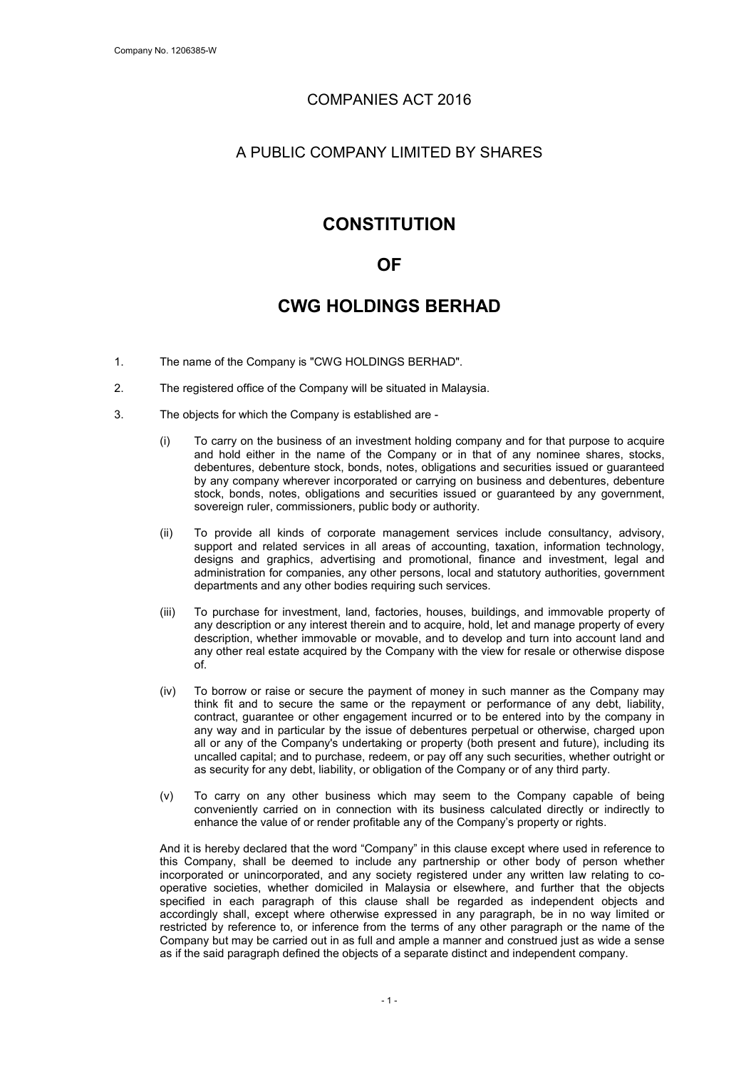# COMPANIES ACT 2016

## A PUBLIC COMPANY LIMITED BY SHARES

# CONSTITUTION

# OF

# CWG HOLDINGS BERHAD

1. The name of the Company is "CWG HOLDINGS BERHAD".

2. The registered office of the Company will be situated in Malaysia.

3. The objects for which the Company is established are -

   (i) To carry on the business of an investment holding company and for that purpose to acquire and hold either in the name of the Company or in that of any nominee shares, stocks, debentures, debenture stock, bonds, notes, obligations and securities issued or guaranteed by any company wherever incorporated or carrying on business and debentures, debenture stock, bonds, notes, obligations and securities issued or guaranteed by any government, sovereign ruler, commissioners, public body or authority.

   (ii) To provide all kinds of corporate management services include consultancy, advisory, support and related services in all areas of accounting, taxation, information technology, designs and graphics, advertising and promotional, finance and investment, legal and administration for companies, any other persons, local and statutory authorities, government departments and any other bodies requiring such services.

   (iii) To purchase for investment, land, factories, houses, buildings, and immovable property of any description or any interest therein and to acquire, hold, let and manage property of every description, whether immovable or movable, and to develop and turn into account land and any other real estate acquired by the Company with the view for resale or otherwise dispose of.

   (iv) To borrow or raise or secure the payment of money in such manner as the Company may think fit and to secure the same or the repayment or performance of any debt, liability, contract, guarantee or other engagement incurred or to be entered into by the company in any way and in particular by the issue of debentures perpetual or otherwise, charged upon all or any of the Company's undertaking or property (both present and future), including its uncalled capital; and to purchase, redeem, or pay off any such securities, whether outright or as security for any debt, liability, or obligation of the Company or of any third party.

   (v) To carry on any other business which may seem to the Company capable of being conveniently carried on in connection with its business calculated directly or indirectly to enhance the value of or render profitable any of the Company's property or rights.

   And it is hereby declared that the word "Company" in this clause except where used in reference to this Company, shall be deemed to include any partnership or other body of person whether incorporated or unincorporated, and any society registered under any written law relating to co-operative societies, whether domiciled in Malaysia or elsewhere, and further that the objects specified in each paragraph of this clause shall be regarded as independent objects and accordingly shall, except where otherwise expressed in any paragraph, be in no way limited or restricted by reference to, or inference from the terms of any other paragraph or the name of the Company but may be carried out in as full and ample a manner and construed just as wide a sense as if the said paragraph defined the objects of a separate distinct and independent company.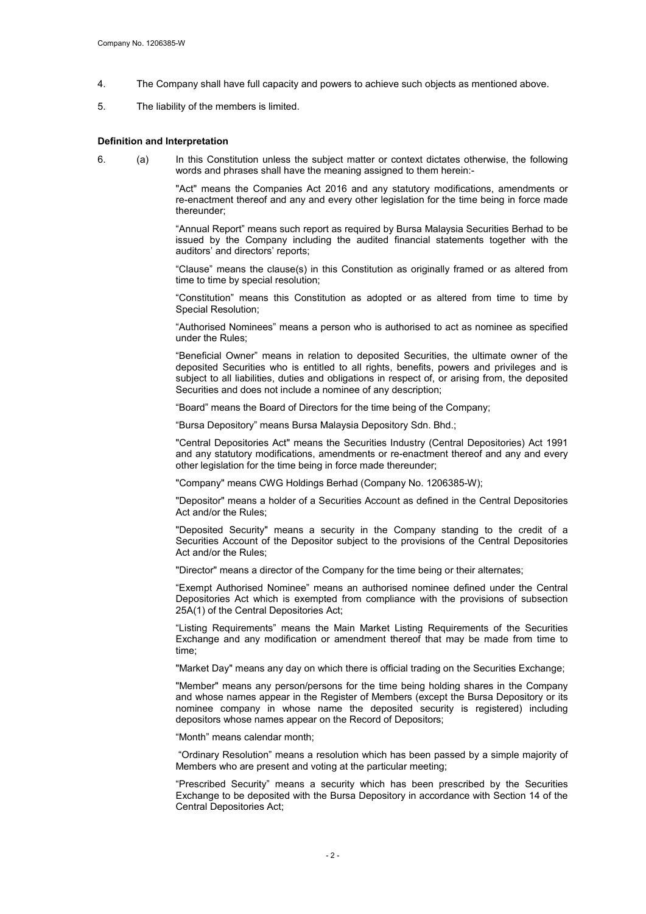4. The Company shall have full capacity and powers to achieve such objects as mentioned above.

5. The liability of the members is limited.

**Definition and Interpretation**

6. (a) In this Constitution unless the subject matter or context dictates otherwise, the following words and phrases shall have the meaning assigned to them herein:-

"Act" means the Companies Act 2016 and any statutory modifications, amendments or re-enactment thereof and any and every other legislation for the time being in force made thereunder;

"Annual Report" means such report as required by Bursa Malaysia Securities Berhad to be issued by the Company including the audited financial statements together with the auditors' and directors' reports;

"Clause" means the clause(s) in this Constitution as originally framed or as altered from time to time by special resolution;

"Constitution" means this Constitution as adopted or as altered from time to time by Special Resolution;

"Authorised Nominees" means a person who is authorised to act as nominee as specified under the Rules;

"Beneficial Owner" means in relation to deposited Securities, the ultimate owner of the deposited Securities who is entitled to all rights, benefits, powers and privileges and is subject to all liabilities, duties and obligations in respect of, or arising from, the deposited Securities and does not include a nominee of any description;

"Board" means the Board of Directors for the time being of the Company;

"Bursa Depository" means Bursa Malaysia Depository Sdn. Bhd.;

"Central Depositories Act" means the Securities Industry (Central Depositories) Act 1991 and any statutory modifications, amendments or re-enactment thereof and any and every other legislation for the time being in force made thereunder;

"Company" means CWG Holdings Berhad (Company No. 1206385-W);

"Depositor" means a holder of a Securities Account as defined in the Central Depositories Act and/or the Rules;

"Deposited Security" means a security in the Company standing to the credit of a Securities Account of the Depositor subject to the provisions of the Central Depositories Act and/or the Rules;

"Director" means a director of the Company for the time being or their alternates;

"Exempt Authorised Nominee" means an authorised nominee defined under the Central Depositories Act which is exempted from compliance with the provisions of subsection 25A(1) of the Central Depositories Act;

"Listing Requirements" means the Main Market Listing Requirements of the Securities Exchange and any modification or amendment thereof that may be made from time to time;

"Market Day" means any day on which there is official trading on the Securities Exchange;

"Member" means any person/persons for the time being holding shares in the Company and whose names appear in the Register of Members (except the Bursa Depository or its nominee company in whose name the deposited security is registered) including depositors whose names appear on the Record of Depositors;

"Month" means calendar month;

"Ordinary Resolution" means a resolution which has been passed by a simple majority of Members who are present and voting at the particular meeting;

"Prescribed Security" means a security which has been prescribed by the Securities Exchange to be deposited with the Bursa Depository in accordance with Section 14 of the Central Depositories Act;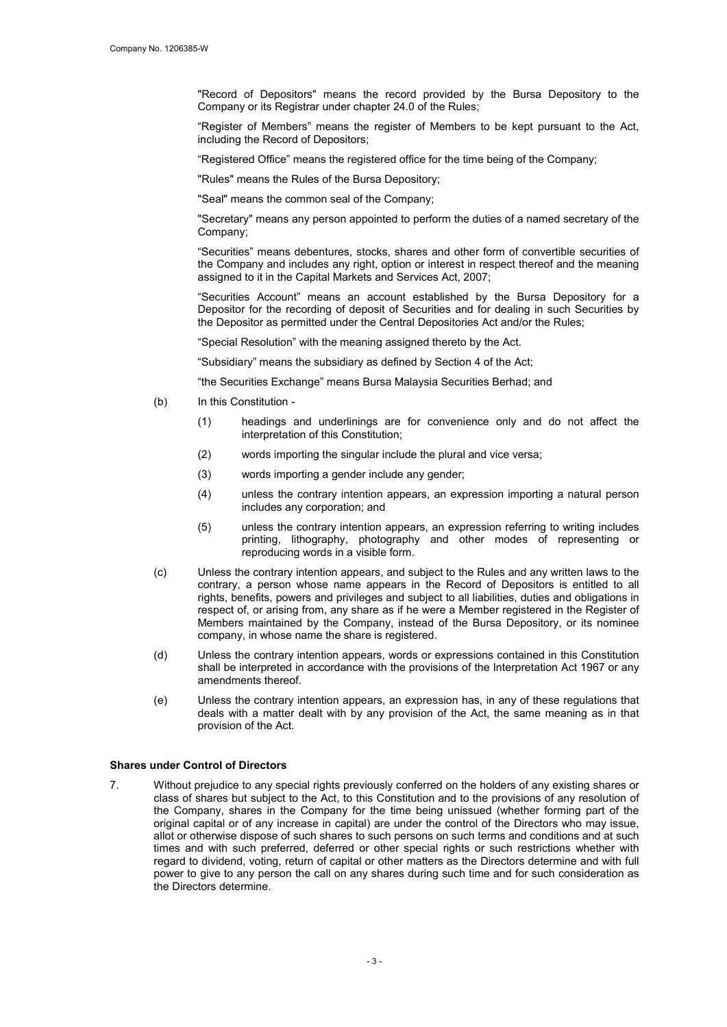"Record of Depositors" means the record provided by the Bursa Depository to the Company or its Registrar under chapter 24.0 of the Rules;

"Register of Members" means the register of Members to be kept pursuant to the Act, including the Record of Depositors;

"Registered Office" means the registered office for the time being of the Company;

"Rules" means the Rules of the Bursa Depository;

"Seal" means the common seal of the Company;

"Secretary" means any person appointed to perform the duties of a named secretary of the Company;

"Securities" means debentures, stocks, shares and other form of convertible securities of the Company and includes any right, option or interest in respect thereof and the meaning assigned to it in the Capital Markets and Services Act, 2007;

"Securities Account" means an account established by the Bursa Depository for a Depositor for the recording of deposit of Securities and for dealing in such Securities by the Depositor as permitted under the Central Depositories Act and/or the Rules;

"Special Resolution" with the meaning assigned thereto by the Act.

"Subsidiary" means the subsidiary as defined by Section 4 of the Act;

"the Securities Exchange" means Bursa Malaysia Securities Berhad; and

(b) In this Constitution -

(1) headings and underlinings are for convenience only and do not affect the interpretation of this Constitution;

(2) words importing the singular include the plural and vice versa;

(3) words importing a gender include any gender;

(4) unless the contrary intention appears, an expression importing a natural person includes any corporation; and

(5) unless the contrary intention appears, an expression referring to writing includes printing, lithography, photography and other modes of representing or reproducing words in a visible form.

(c) Unless the contrary intention appears, and subject to the Rules and any written laws to the contrary, a person whose name appears in the Record of Depositors is entitled to all rights, benefits, powers and privileges and subject to all liabilities, duties and obligations in respect of, or arising from, any share as if he were a Member registered in the Register of Members maintained by the Company, instead of the Bursa Depository, or its nominee company, in whose name the share is registered.

(d) Unless the contrary intention appears, words or expressions contained in this Constitution shall be interpreted in accordance with the provisions of the Interpretation Act 1967 or any amendments thereof.

(e) Unless the contrary intention appears, an expression has, in any of these regulations that deals with a matter dealt with by any provision of the Act, the same meaning as in that provision of the Act.

**Shares under Control of Directors**

7. Without prejudice to any special rights previously conferred on the holders of any existing shares or class of shares but subject to the Act, to this Constitution and to the provisions of any resolution of the Company, shares in the Company for the time being unissued (whether forming part of the original capital or of any increase in capital) are under the control of the Directors who may issue, allot or otherwise dispose of such shares to such persons on such terms and conditions and at such times and with such preferred, deferred or other special rights or such restrictions whether with regard to dividend, voting, return of capital or other matters as the Directors determine and with full power to give to any person the call on any shares during such time and for such consideration as the Directors determine.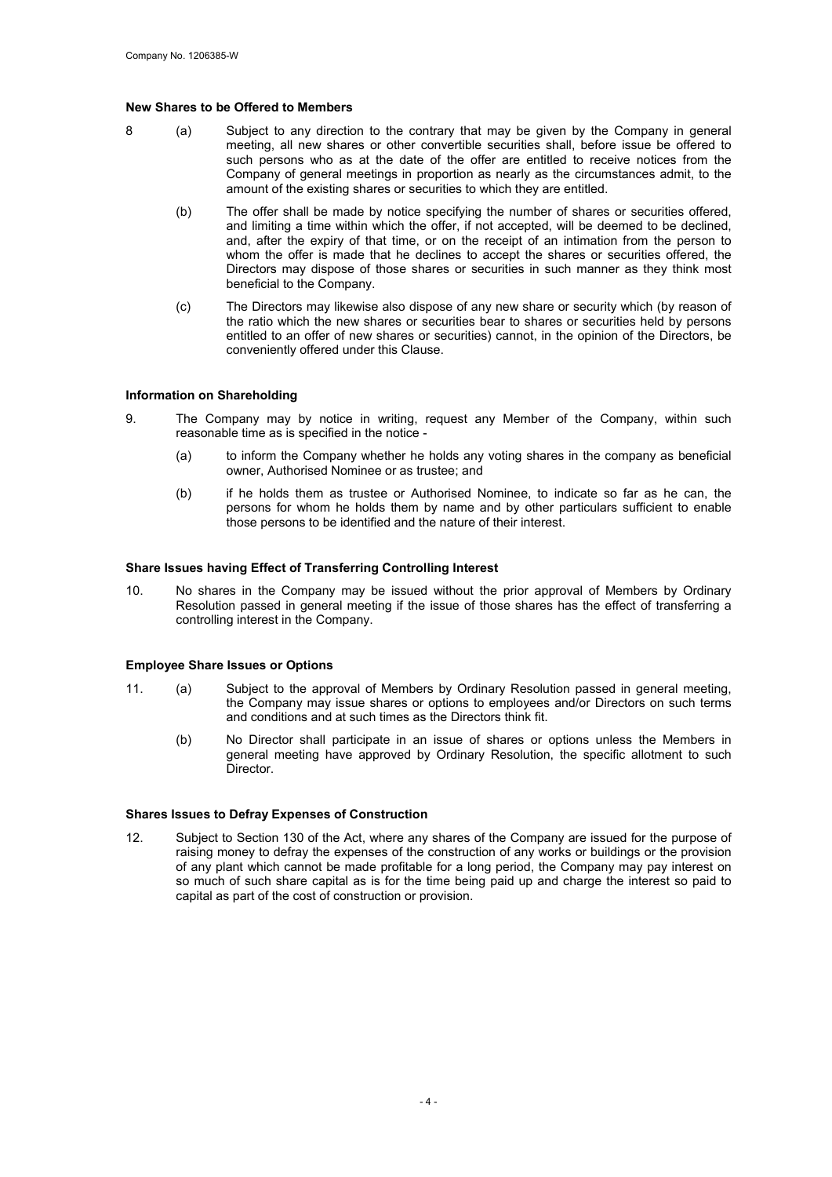**New Shares to be Offered to Members**

8 (a) Subject to any direction to the contrary that may be given by the Company in general meeting, all new shares or other convertible securities shall, before issue be offered to such persons who as at the date of the offer are entitled to receive notices from the Company of general meetings in proportion as nearly as the circumstances admit, to the amount of the existing shares or securities to which they are entitled.

(b) The offer shall be made by notice specifying the number of shares or securities offered, and limiting a time within which the offer, if not accepted, will be deemed to be declined, and, after the expiry of that time, or on the receipt of an intimation from the person to whom the offer is made that he declines to accept the shares or securities offered, the Directors may dispose of those shares or securities in such manner as they think most beneficial to the Company.

(c) The Directors may likewise also dispose of any new share or security which (by reason of the ratio which the new shares or securities bear to shares or securities held by persons entitled to an offer of new shares or securities) cannot, in the opinion of the Directors, be conveniently offered under this Clause.

**Information on Shareholding**

9. The Company may by notice in writing, request any Member of the Company, within such reasonable time as is specified in the notice -

(a) to inform the Company whether he holds any voting shares in the company as beneficial owner, Authorised Nominee or as trustee; and

(b) if he holds them as trustee or Authorised Nominee, to indicate so far as he can, the persons for whom he holds them by name and by other particulars sufficient to enable those persons to be identified and the nature of their interest.

**Share Issues having Effect of Transferring Controlling Interest**

10. No shares in the Company may be issued without the prior approval of Members by Ordinary Resolution passed in general meeting if the issue of those shares has the effect of transferring a controlling interest in the Company.

**Employee Share Issues or Options**

11. (a) Subject to the approval of Members by Ordinary Resolution passed in general meeting, the Company may issue shares or options to employees and/or Directors on such terms and conditions and at such times as the Directors think fit.

(b) No Director shall participate in an issue of shares or options unless the Members in general meeting have approved by Ordinary Resolution, the specific allotment to such Director.

**Shares Issues to Defray Expenses of Construction**

12. Subject to Section 130 of the Act, where any shares of the Company are issued for the purpose of raising money to defray the expenses of the construction of any works or buildings or the provision of any plant which cannot be made profitable for a long period, the Company may pay interest on so much of such share capital as is for the time being paid up and charge the interest so paid to capital as part of the cost of construction or provision.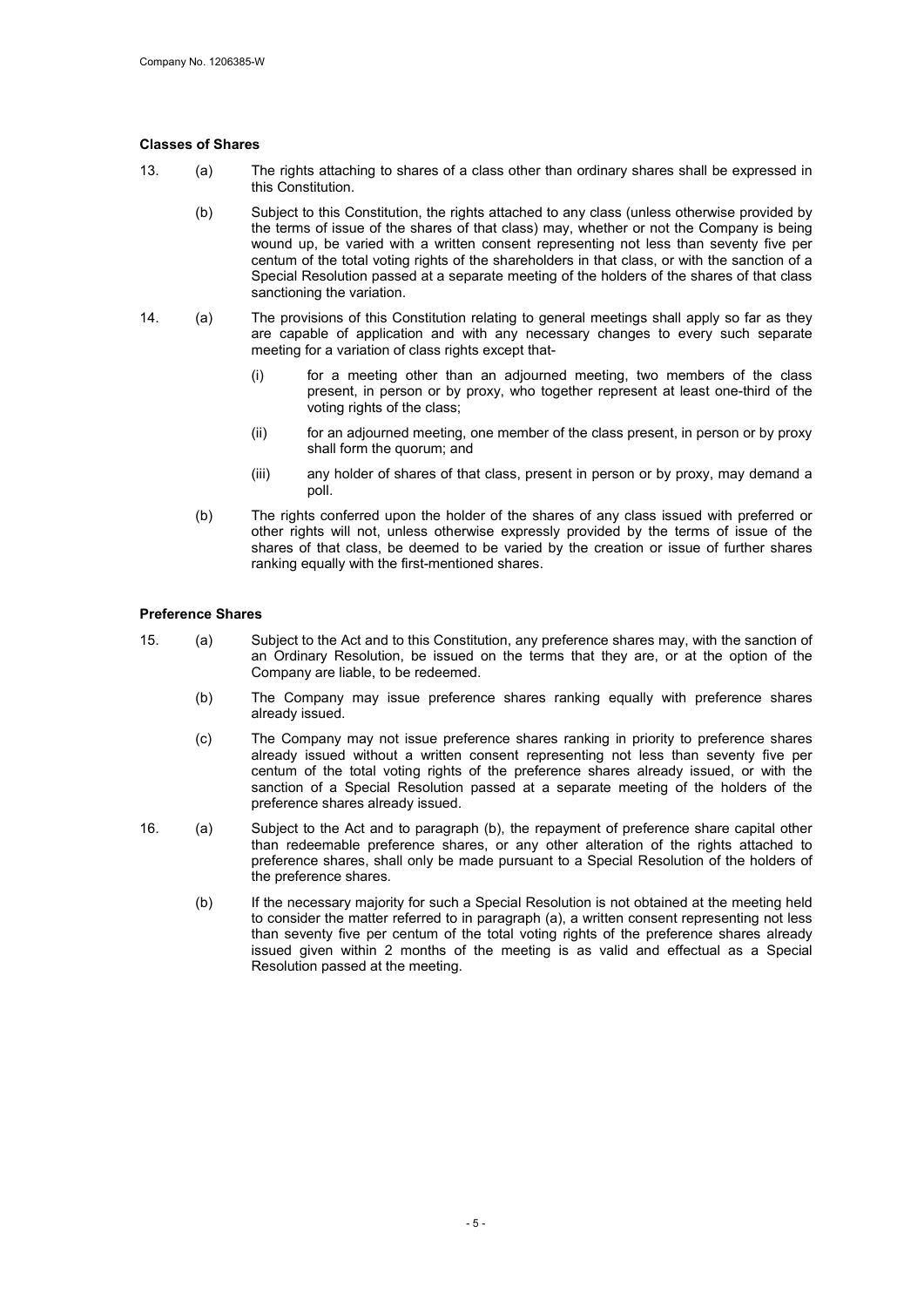**Classes of Shares**

13. (a) The rights attaching to shares of a class other than ordinary shares shall be expressed in this Constitution.

    (b) Subject to this Constitution, the rights attached to any class (unless otherwise provided by the terms of issue of the shares of that class) may, whether or not the Company is being wound up, be varied with a written consent representing not less than seventy five per centum of the total voting rights of the shareholders in that class, or with the sanction of a Special Resolution passed at a separate meeting of the holders of the shares of that class sanctioning the variation.

14. (a) The provisions of this Constitution relating to general meetings shall apply so far as they are capable of application and with any necessary changes to every such separate meeting for a variation of class rights except that-

    (i) for a meeting other than an adjourned meeting, two members of the class present, in person or by proxy, who together represent at least one-third of the voting rights of the class;

    (ii) for an adjourned meeting, one member of the class present, in person or by proxy shall form the quorum; and

    (iii) any holder of shares of that class, present in person or by proxy, may demand a poll.

    (b) The rights conferred upon the holder of the shares of any class issued with preferred or other rights will not, unless otherwise expressly provided by the terms of issue of the shares of that class, be deemed to be varied by the creation or issue of further shares ranking equally with the first-mentioned shares.

**Preference Shares**

15. (a) Subject to the Act and to this Constitution, any preference shares may, with the sanction of an Ordinary Resolution, be issued on the terms that they are, or at the option of the Company are liable, to be redeemed.

    (b) The Company may issue preference shares ranking equally with preference shares already issued.

    (c) The Company may not issue preference shares ranking in priority to preference shares already issued without a written consent representing not less than seventy five per centum of the total voting rights of the preference shares already issued, or with the sanction of a Special Resolution passed at a separate meeting of the holders of the preference shares already issued.

16. (a) Subject to the Act and to paragraph (b), the repayment of preference share capital other than redeemable preference shares, or any other alteration of the rights attached to preference shares, shall only be made pursuant to a Special Resolution of the holders of the preference shares.

    (b) If the necessary majority for such a Special Resolution is not obtained at the meeting held to consider the matter referred to in paragraph (a), a written consent representing not less than seventy five per centum of the total voting rights of the preference shares already issued given within 2 months of the meeting is as valid and effectual as a Special Resolution passed at the meeting.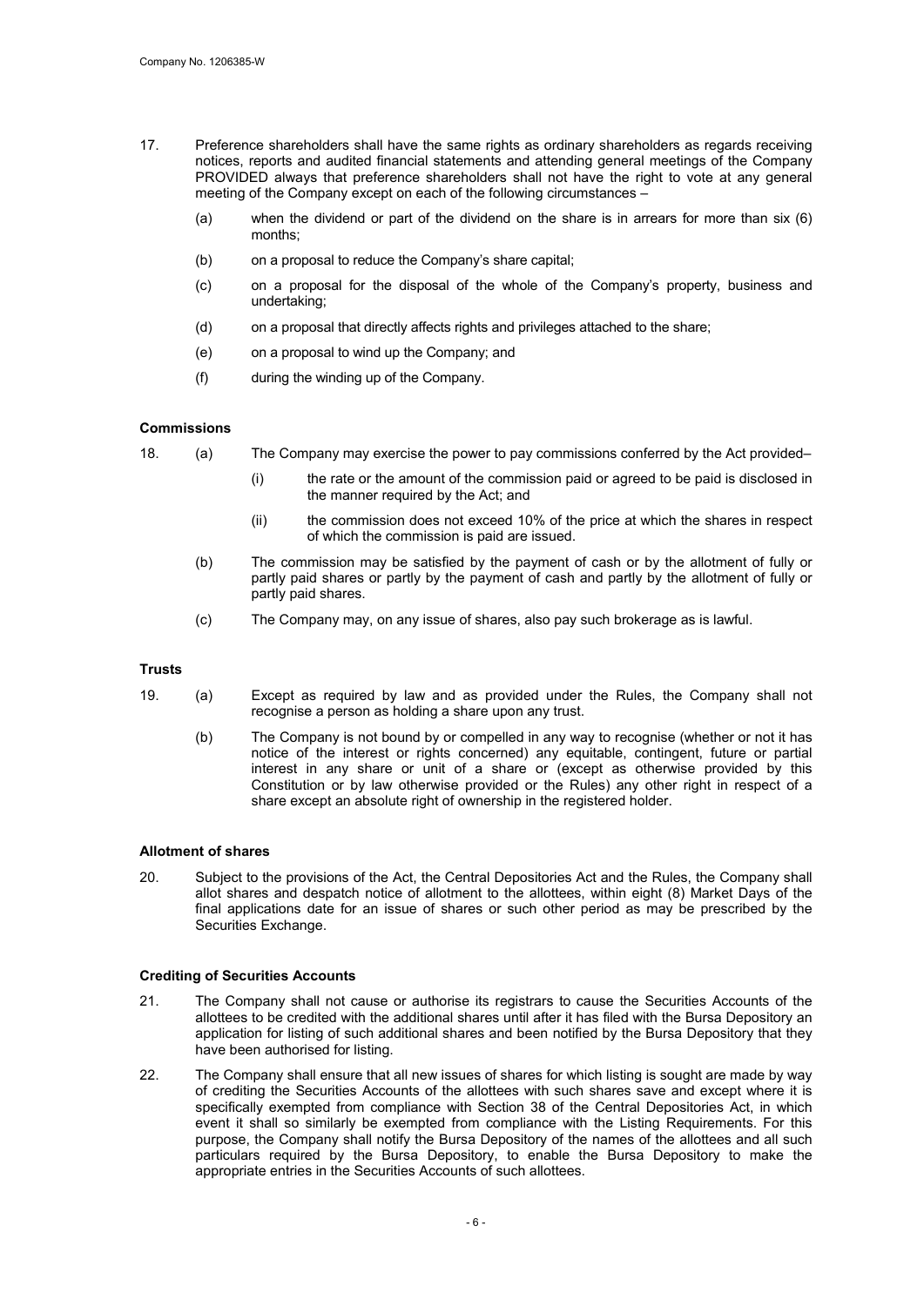17. Preference shareholders shall have the same rights as ordinary shareholders as regards receiving notices, reports and audited financial statements and attending general meetings of the Company PROVIDED always that preference shareholders shall not have the right to vote at any general meeting of the Company except on each of the following circumstances –

    (a) when the dividend or part of the dividend on the share is in arrears for more than six (6) months;

    (b) on a proposal to reduce the Company's share capital;

    (c) on a proposal for the disposal of the whole of the Company's property, business and undertaking;

    (d) on a proposal that directly affects rights and privileges attached to the share;

    (e) on a proposal to wind up the Company; and

    (f) during the winding up of the Company.

**Commissions**

18. (a) The Company may exercise the power to pay commissions conferred by the Act provided–

        (i) the rate or the amount of the commission paid or agreed to be paid is disclosed in the manner required by the Act; and

        (ii) the commission does not exceed 10% of the price at which the shares in respect of which the commission is paid are issued.

    (b) The commission may be satisfied by the payment of cash or by the allotment of fully or partly paid shares or partly by the payment of cash and partly by the allotment of fully or partly paid shares.

    (c) The Company may, on any issue of shares, also pay such brokerage as is lawful.

**Trusts**

19. (a) Except as required by law and as provided under the Rules, the Company shall not recognise a person as holding a share upon any trust.

    (b) The Company is not bound by or compelled in any way to recognise (whether or not it has notice of the interest or rights concerned) any equitable, contingent, future or partial interest in any share or unit of a share or (except as otherwise provided by this Constitution or by law otherwise provided or the Rules) any other right in respect of a share except an absolute right of ownership in the registered holder.

**Allotment of shares**

20. Subject to the provisions of the Act, the Central Depositories Act and the Rules, the Company shall allot shares and despatch notice of allotment to the allottees, within eight (8) Market Days of the final applications date for an issue of shares or such other period as may be prescribed by the Securities Exchange.

**Crediting of Securities Accounts**

21. The Company shall not cause or authorise its registrars to cause the Securities Accounts of the allottees to be credited with the additional shares until after it has filed with the Bursa Depository an application for listing of such additional shares and been notified by the Bursa Depository that they have been authorised for listing.

22. The Company shall ensure that all new issues of shares for which listing is sought are made by way of crediting the Securities Accounts of the allottees with such shares save and except where it is specifically exempted from compliance with Section 38 of the Central Depositories Act, in which event it shall so similarly be exempted from compliance with the Listing Requirements. For this purpose, the Company shall notify the Bursa Depository of the names of the allottees and all such particulars required by the Bursa Depository, to enable the Bursa Depository to make the appropriate entries in the Securities Accounts of such allottees.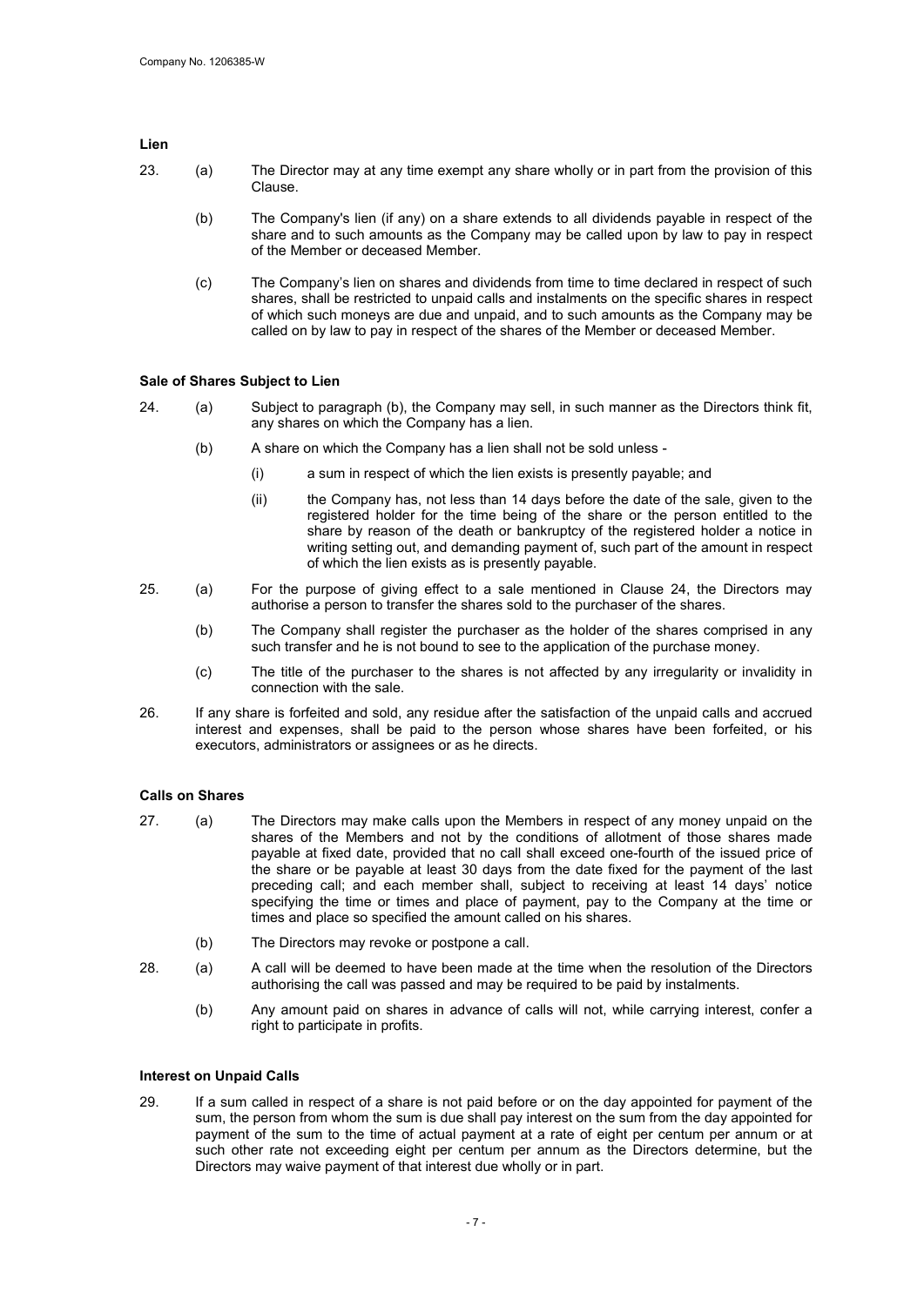**Lien**

23. (a) The Director may at any time exempt any share wholly or in part from the provision of this Clause.

    (b) The Company's lien (if any) on a share extends to all dividends payable in respect of the share and to such amounts as the Company may be called upon by law to pay in respect of the Member or deceased Member.

    (c) The Company's lien on shares and dividends from time to time declared in respect of such shares, shall be restricted to unpaid calls and instalments on the specific shares in respect of which such moneys are due and unpaid, and to such amounts as the Company may be called on by law to pay in respect of the shares of the Member or deceased Member.

**Sale of Shares Subject to Lien**

24. (a) Subject to paragraph (b), the Company may sell, in such manner as the Directors think fit, any shares on which the Company has a lien.

    (b) A share on which the Company has a lien shall not be sold unless -

        (i) a sum in respect of which the lien exists is presently payable; and

        (ii) the Company has, not less than 14 days before the date of the sale, given to the registered holder for the time being of the share or the person entitled to the share by reason of the death or bankruptcy of the registered holder a notice in writing setting out, and demanding payment of, such part of the amount in respect of which the lien exists as is presently payable.

25. (a) For the purpose of giving effect to a sale mentioned in Clause 24, the Directors may authorise a person to transfer the shares sold to the purchaser of the shares.

    (b) The Company shall register the purchaser as the holder of the shares comprised in any such transfer and he is not bound to see to the application of the purchase money.

    (c) The title of the purchaser to the shares is not affected by any irregularity or invalidity in connection with the sale.

26. If any share is forfeited and sold, any residue after the satisfaction of the unpaid calls and accrued interest and expenses, shall be paid to the person whose shares have been forfeited, or his executors, administrators or assignees or as he directs.

**Calls on Shares**

27. (a) The Directors may make calls upon the Members in respect of any money unpaid on the shares of the Members and not by the conditions of allotment of those shares made payable at fixed date, provided that no call shall exceed one-fourth of the issued price of the share or be payable at least 30 days from the date fixed for the payment of the last preceding call; and each member shall, subject to receiving at least 14 days' notice specifying the time or times and place of payment, pay to the Company at the time or times and place so specified the amount called on his shares.

    (b) The Directors may revoke or postpone a call.

28. (a) A call will be deemed to have been made at the time when the resolution of the Directors authorising the call was passed and may be required to be paid by instalments.

    (b) Any amount paid on shares in advance of calls will not, while carrying interest, confer a right to participate in profits.

**Interest on Unpaid Calls**

29. If a sum called in respect of a share is not paid before or on the day appointed for payment of the sum, the person from whom the sum is due shall pay interest on the sum from the day appointed for payment of the sum to the time of actual payment at a rate of eight per centum per annum or at such other rate not exceeding eight per centum per annum as the Directors determine, but the Directors may waive payment of that interest due wholly or in part.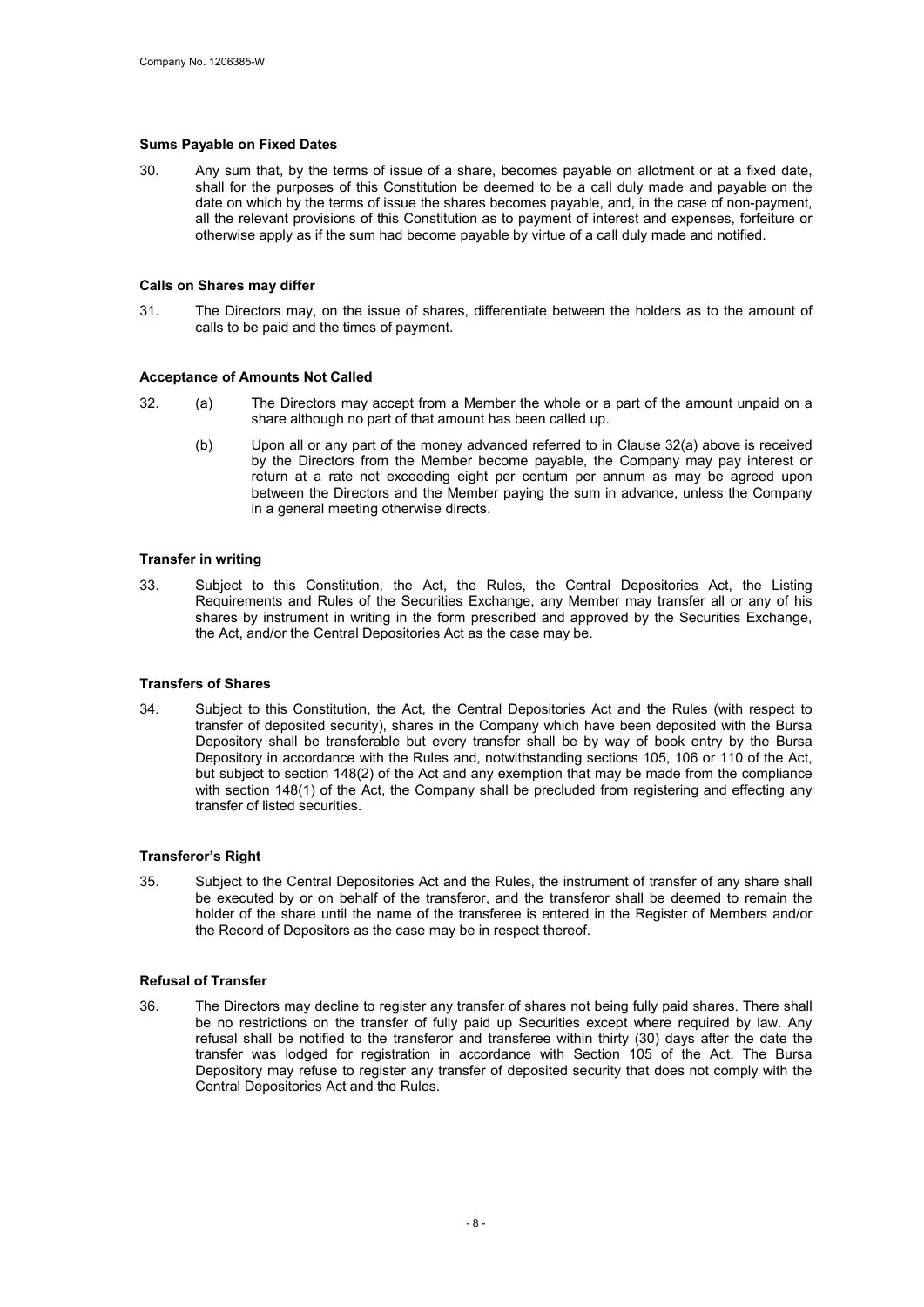**Sums Payable on Fixed Dates**

30. Any sum that, by the terms of issue of a share, becomes payable on allotment or at a fixed date, shall for the purposes of this Constitution be deemed to be a call duly made and payable on the date on which by the terms of issue the shares becomes payable, and, in the case of non-payment, all the relevant provisions of this Constitution as to payment of interest and expenses, forfeiture or otherwise apply as if the sum had become payable by virtue of a call duly made and notified.

**Calls on Shares may differ**

31. The Directors may, on the issue of shares, differentiate between the holders as to the amount of calls to be paid and the times of payment.

**Acceptance of Amounts Not Called**

32. (a) The Directors may accept from a Member the whole or a part of the amount unpaid on a share although no part of that amount has been called up.

(b) Upon all or any part of the money advanced referred to in Clause 32(a) above is received by the Directors from the Member become payable, the Company may pay interest or return at a rate not exceeding eight per centum per annum as may be agreed upon between the Directors and the Member paying the sum in advance, unless the Company in a general meeting otherwise directs.

**Transfer in writing**

33. Subject to this Constitution, the Act, the Rules, the Central Depositories Act, the Listing Requirements and Rules of the Securities Exchange, any Member may transfer all or any of his shares by instrument in writing in the form prescribed and approved by the Securities Exchange, the Act, and/or the Central Depositories Act as the case may be.

**Transfers of Shares**

34. Subject to this Constitution, the Act, the Central Depositories Act and the Rules (with respect to transfer of deposited security), shares in the Company which have been deposited with the Bursa Depository shall be transferable but every transfer shall be by way of book entry by the Bursa Depository in accordance with the Rules and, notwithstanding sections 105, 106 or 110 of the Act, but subject to section 148(2) of the Act and any exemption that may be made from the compliance with section 148(1) of the Act, the Company shall be precluded from registering and effecting any transfer of listed securities.

**Transferor's Right**

35. Subject to the Central Depositories Act and the Rules, the instrument of transfer of any share shall be executed by or on behalf of the transferor, and the transferor shall be deemed to remain the holder of the share until the name of the transferee is entered in the Register of Members and/or the Record of Depositors as the case may be in respect thereof.

**Refusal of Transfer**

36. The Directors may decline to register any transfer of shares not being fully paid shares. There shall be no restrictions on the transfer of fully paid up Securities except where required by law. Any refusal shall be notified to the transferor and transferee within thirty (30) days after the date the transfer was lodged for registration in accordance with Section 105 of the Act. The Bursa Depository may refuse to register any transfer of deposited security that does not comply with the Central Depositories Act and the Rules.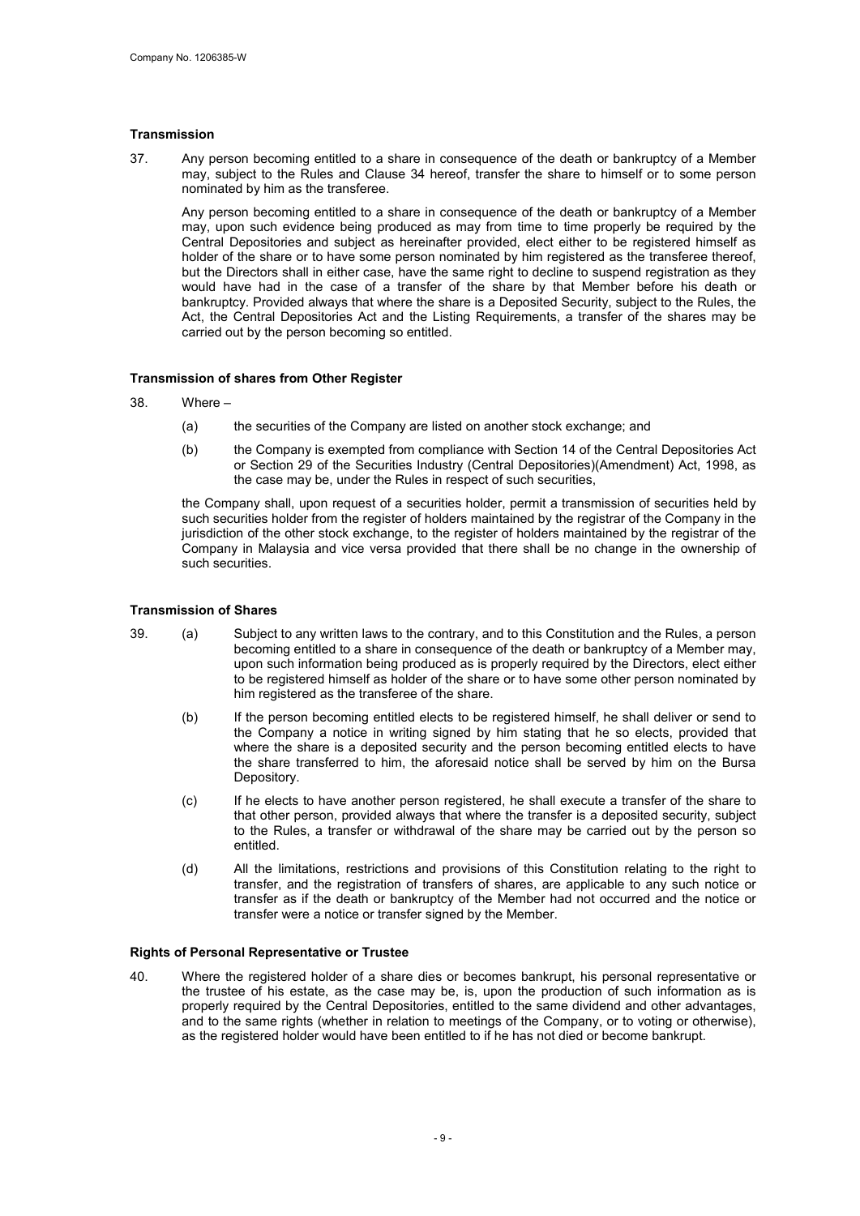### Transmission

37. Any person becoming entitled to a share in consequence of the death or bankruptcy of a Member may, subject to the Rules and Clause 34 hereof, transfer the share to himself or to some person nominated by him as the transferee.

    Any person becoming entitled to a share in consequence of the death or bankruptcy of a Member may, upon such evidence being produced as may from time to time properly be required by the Central Depositories and subject as hereinafter provided, elect either to be registered himself as holder of the share or to have some person nominated by him registered as the transferee thereof, but the Directors shall in either case, have the same right to decline to suspend registration as they would have had in the case of a transfer of the share by that Member before his death or bankruptcy. Provided always that where the share is a Deposited Security, subject to the Rules, the Act, the Central Depositories Act and the Listing Requirements, a transfer of the shares may be carried out by the person becoming so entitled.

### Transmission of shares from Other Register

38. Where –

    (a) the securities of the Company are listed on another stock exchange; and

    (b) the Company is exempted from compliance with Section 14 of the Central Depositories Act or Section 29 of the Securities Industry (Central Depositories)(Amendment) Act, 1998, as the case may be, under the Rules in respect of such securities,

    the Company shall, upon request of a securities holder, permit a transmission of securities held by such securities holder from the register of holders maintained by the registrar of the Company in the jurisdiction of the other stock exchange, to the register of holders maintained by the registrar of the Company in Malaysia and vice versa provided that there shall be no change in the ownership of such securities.

### Transmission of Shares

39. (a) Subject to any written laws to the contrary, and to this Constitution and the Rules, a person becoming entitled to a share in consequence of the death or bankruptcy of a Member may, upon such information being produced as is properly required by the Directors, elect either to be registered himself as holder of the share or to have some other person nominated by him registered as the transferee of the share.

    (b) If the person becoming entitled elects to be registered himself, he shall deliver or send to the Company a notice in writing signed by him stating that he so elects, provided that where the share is a deposited security and the person becoming entitled elects to have the share transferred to him, the aforesaid notice shall be served by him on the Bursa Depository.

    (c) If he elects to have another person registered, he shall execute a transfer of the share to that other person, provided always that where the transfer is a deposited security, subject to the Rules, a transfer or withdrawal of the share may be carried out by the person so entitled.

    (d) All the limitations, restrictions and provisions of this Constitution relating to the right to transfer, and the registration of transfers of shares, are applicable to any such notice or transfer as if the death or bankruptcy of the Member had not occurred and the notice or transfer were a notice or transfer signed by the Member.

### Rights of Personal Representative or Trustee

40. Where the registered holder of a share dies or becomes bankrupt, his personal representative or the trustee of his estate, as the case may be, is, upon the production of such information as is properly required by the Central Depositories, entitled to the same dividend and other advantages, and to the same rights (whether in relation to meetings of the Company, or to voting or otherwise), as the registered holder would have been entitled to if he has not died or become bankrupt.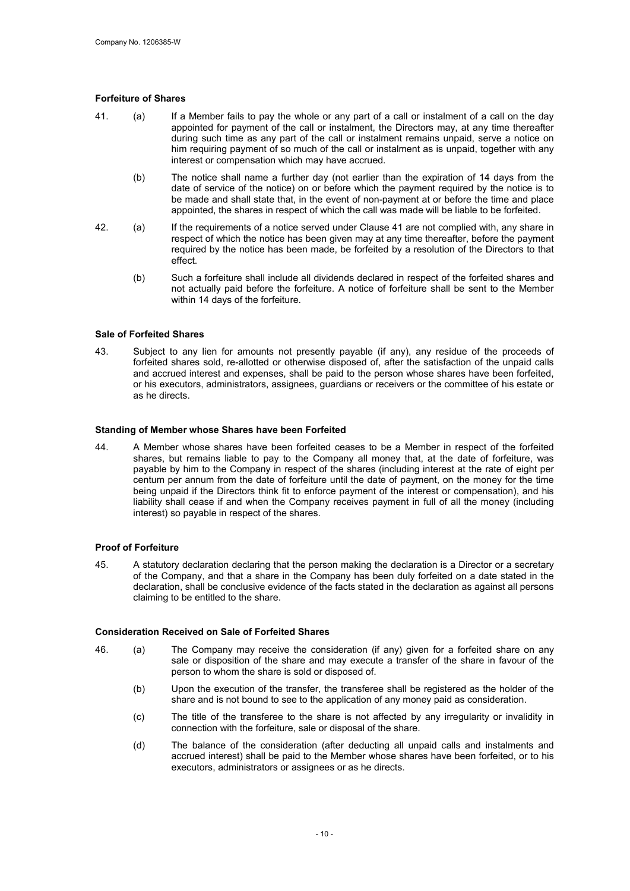**Forfeiture of Shares**

41. (a) If a Member fails to pay the whole or any part of a call or instalment of a call on the day appointed for payment of the call or instalment, the Directors may, at any time thereafter during such time as any part of the call or instalment remains unpaid, serve a notice on him requiring payment of so much of the call or instalment as is unpaid, together with any interest or compensation which may have accrued.

(b) The notice shall name a further day (not earlier than the expiration of 14 days from the date of service of the notice) on or before which the payment required by the notice is to be made and shall state that, in the event of non-payment at or before the time and place appointed, the shares in respect of which the call was made will be liable to be forfeited.

42. (a) If the requirements of a notice served under Clause 41 are not complied with, any share in respect of which the notice has been given may at any time thereafter, before the payment required by the notice has been made, be forfeited by a resolution of the Directors to that effect.

(b) Such a forfeiture shall include all dividends declared in respect of the forfeited shares and not actually paid before the forfeiture. A notice of forfeiture shall be sent to the Member within 14 days of the forfeiture.

**Sale of Forfeited Shares**

43. Subject to any lien for amounts not presently payable (if any), any residue of the proceeds of forfeited shares sold, re-allotted or otherwise disposed of, after the satisfaction of the unpaid calls and accrued interest and expenses, shall be paid to the person whose shares have been forfeited, or his executors, administrators, assignees, guardians or receivers or the committee of his estate or as he directs.

**Standing of Member whose Shares have been Forfeited**

44. A Member whose shares have been forfeited ceases to be a Member in respect of the forfeited shares, but remains liable to pay to the Company all money that, at the date of forfeiture, was payable by him to the Company in respect of the shares (including interest at the rate of eight per centum per annum from the date of forfeiture until the date of payment, on the money for the time being unpaid if the Directors think fit to enforce payment of the interest or compensation), and his liability shall cease if and when the Company receives payment in full of all the money (including interest) so payable in respect of the shares.

**Proof of Forfeiture**

45. A statutory declaration declaring that the person making the declaration is a Director or a secretary of the Company, and that a share in the Company has been duly forfeited on a date stated in the declaration, shall be conclusive evidence of the facts stated in the declaration as against all persons claiming to be entitled to the share.

**Consideration Received on Sale of Forfeited Shares**

46. (a) The Company may receive the consideration (if any) given for a forfeited share on any sale or disposition of the share and may execute a transfer of the share in favour of the person to whom the share is sold or disposed of.

(b) Upon the execution of the transfer, the transferee shall be registered as the holder of the share and is not bound to see to the application of any money paid as consideration.

(c) The title of the transferee to the share is not affected by any irregularity or invalidity in connection with the forfeiture, sale or disposal of the share.

(d) The balance of the consideration (after deducting all unpaid calls and instalments and accrued interest) shall be paid to the Member whose shares have been forfeited, or to his executors, administrators or assignees or as he directs.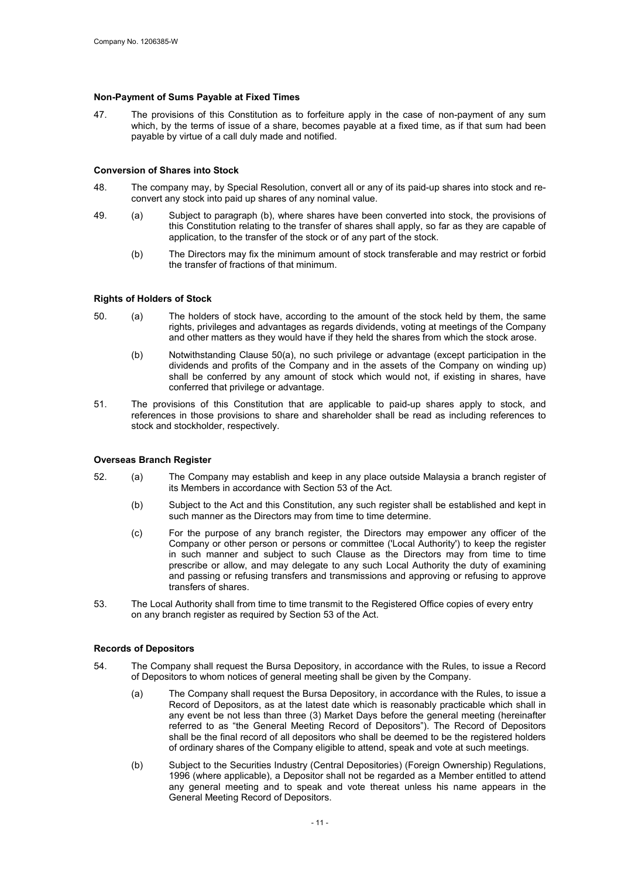**Non-Payment of Sums Payable at Fixed Times**

47. The provisions of this Constitution as to forfeiture apply in the case of non-payment of any sum which, by the terms of issue of a share, becomes payable at a fixed time, as if that sum had been payable by virtue of a call duly made and notified.

**Conversion of Shares into Stock**

48. The company may, by Special Resolution, convert all or any of its paid-up shares into stock and re-convert any stock into paid up shares of any nominal value.

49. (a) Subject to paragraph (b), where shares have been converted into stock, the provisions of this Constitution relating to the transfer of shares shall apply, so far as they are capable of application, to the transfer of the stock or of any part of the stock.

(b) The Directors may fix the minimum amount of stock transferable and may restrict or forbid the transfer of fractions of that minimum.

**Rights of Holders of Stock**

50. (a) The holders of stock have, according to the amount of the stock held by them, the same rights, privileges and advantages as regards dividends, voting at meetings of the Company and other matters as they would have if they held the shares from which the stock arose.

(b) Notwithstanding Clause 50(a), no such privilege or advantage (except participation in the dividends and profits of the Company and in the assets of the Company on winding up) shall be conferred by any amount of stock which would not, if existing in shares, have conferred that privilege or advantage.

51. The provisions of this Constitution that are applicable to paid-up shares apply to stock, and references in those provisions to share and shareholder shall be read as including references to stock and stockholder, respectively.

**Overseas Branch Register**

52. (a) The Company may establish and keep in any place outside Malaysia a branch register of its Members in accordance with Section 53 of the Act.

(b) Subject to the Act and this Constitution, any such register shall be established and kept in such manner as the Directors may from time to time determine.

(c) For the purpose of any branch register, the Directors may empower any officer of the Company or other person or persons or committee ('Local Authority') to keep the register in such manner and subject to such Clause as the Directors may from time to time prescribe or allow, and may delegate to any such Local Authority the duty of examining and passing or refusing transfers and transmissions and approving or refusing to approve transfers of shares.

53. The Local Authority shall from time to time transmit to the Registered Office copies of every entry on any branch register as required by Section 53 of the Act.

**Records of Depositors**

54. The Company shall request the Bursa Depository, in accordance with the Rules, to issue a Record of Depositors to whom notices of general meeting shall be given by the Company.

(a) The Company shall request the Bursa Depository, in accordance with the Rules, to issue a Record of Depositors, as at the latest date which is reasonably practicable which shall in any event be not less than three (3) Market Days before the general meeting (hereinafter referred to as "the General Meeting Record of Depositors"). The Record of Depositors shall be the final record of all depositors who shall be deemed to be the registered holders of ordinary shares of the Company eligible to attend, speak and vote at such meetings.

(b) Subject to the Securities Industry (Central Depositories) (Foreign Ownership) Regulations, 1996 (where applicable), a Depositor shall not be regarded as a Member entitled to attend any general meeting and to speak and vote thereat unless his name appears in the General Meeting Record of Depositors.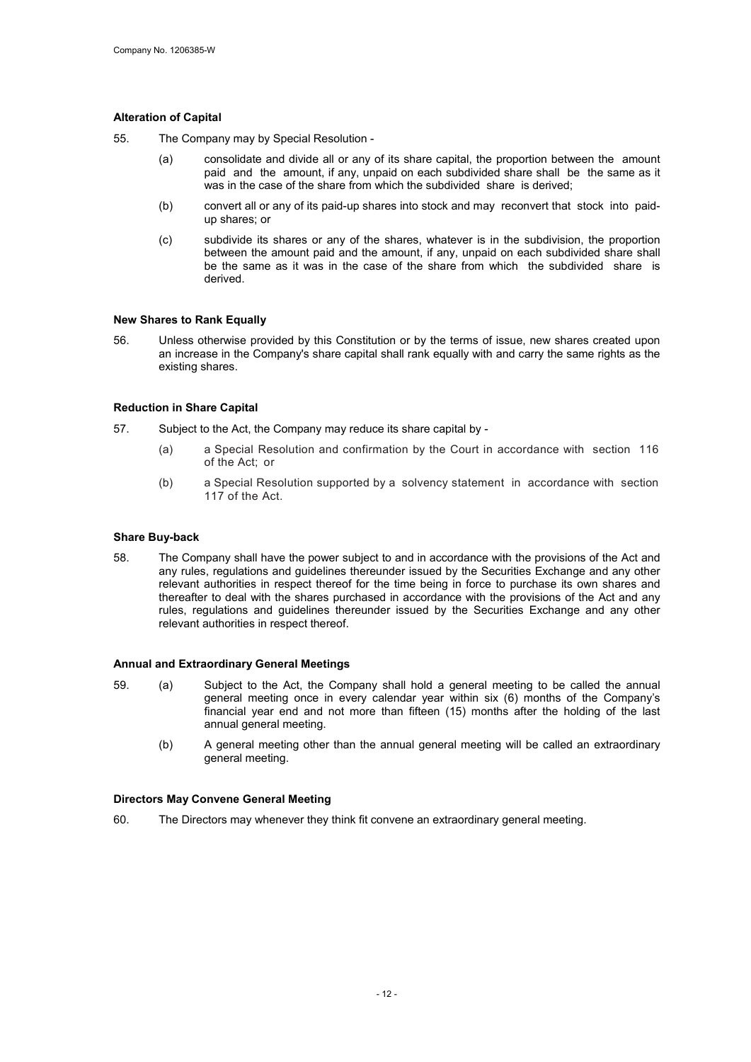**Alteration of Capital**

55. The Company may by Special Resolution -

   (a) consolidate and divide all or any of its share capital, the proportion between the amount paid and the amount, if any, unpaid on each subdivided share shall be the same as it was in the case of the share from which the subdivided share is derived;

   (b) convert all or any of its paid-up shares into stock and may reconvert that stock into paid-up shares; or

   (c) subdivide its shares or any of the shares, whatever is in the subdivision, the proportion between the amount paid and the amount, if any, unpaid on each subdivided share shall be the same as it was in the case of the share from which the subdivided share is derived.

**New Shares to Rank Equally**

56. Unless otherwise provided by this Constitution or by the terms of issue, new shares created upon an increase in the Company's share capital shall rank equally with and carry the same rights as the existing shares.

**Reduction in Share Capital**

57. Subject to the Act, the Company may reduce its share capital by -

   (a) a Special Resolution and confirmation by the Court in accordance with section 116 of the Act; or

   (b) a Special Resolution supported by a solvency statement in accordance with section 117 of the Act.

**Share Buy-back**

58. The Company shall have the power subject to and in accordance with the provisions of the Act and any rules, regulations and guidelines thereunder issued by the Securities Exchange and any other relevant authorities in respect thereof for the time being in force to purchase its own shares and thereafter to deal with the shares purchased in accordance with the provisions of the Act and any rules, regulations and guidelines thereunder issued by the Securities Exchange and any other relevant authorities in respect thereof.

**Annual and Extraordinary General Meetings**

59. (a) Subject to the Act, the Company shall hold a general meeting to be called the annual general meeting once in every calendar year within six (6) months of the Company's financial year end and not more than fifteen (15) months after the holding of the last annual general meeting.

   (b) A general meeting other than the annual general meeting will be called an extraordinary general meeting.

**Directors May Convene General Meeting**

60. The Directors may whenever they think fit convene an extraordinary general meeting.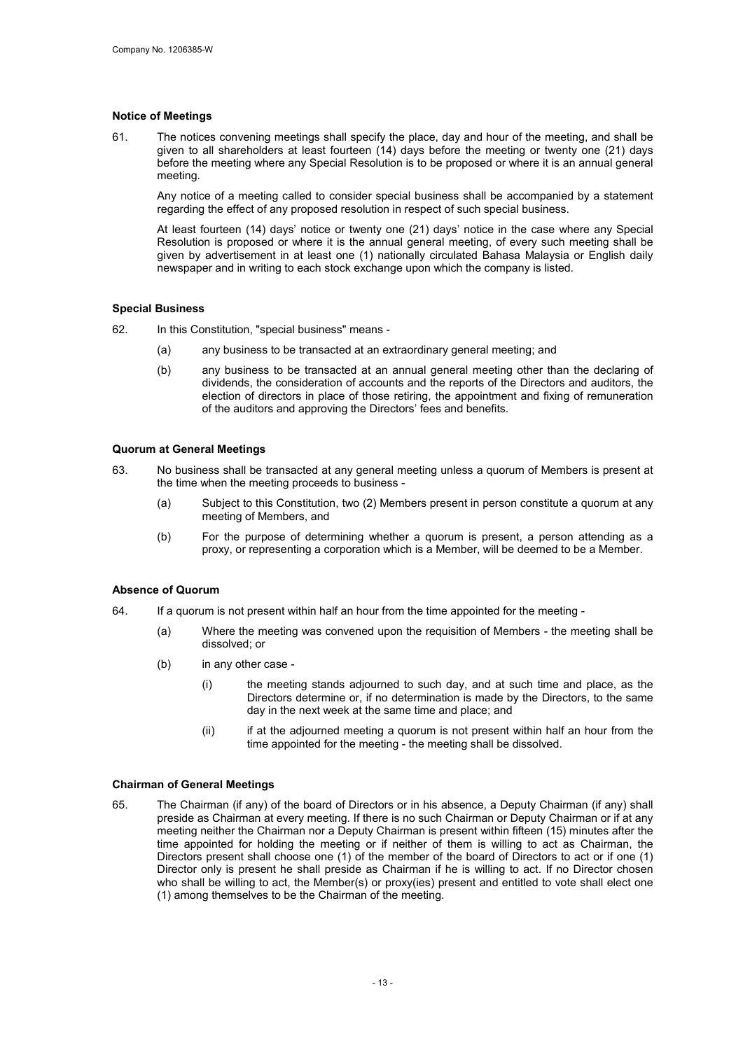**Notice of Meetings**

61. The notices convening meetings shall specify the place, day and hour of the meeting, and shall be given to all shareholders at least fourteen (14) days before the meeting or twenty one (21) days before the meeting where any Special Resolution is to be proposed or where it is an annual general meeting.

    Any notice of a meeting called to consider special business shall be accompanied by a statement regarding the effect of any proposed resolution in respect of such special business.

    At least fourteen (14) days' notice or twenty one (21) days' notice in the case where any Special Resolution is proposed or where it is the annual general meeting, of every such meeting shall be given by advertisement in at least one (1) nationally circulated Bahasa Malaysia or English daily newspaper and in writing to each stock exchange upon which the company is listed.

**Special Business**

62. In this Constitution, "special business" means -

    (a) any business to be transacted at an extraordinary general meeting; and

    (b) any business to be transacted at an annual general meeting other than the declaring of dividends, the consideration of accounts and the reports of the Directors and auditors, the election of directors in place of those retiring, the appointment and fixing of remuneration of the auditors and approving the Directors' fees and benefits.

**Quorum at General Meetings**

63. No business shall be transacted at any general meeting unless a quorum of Members is present at the time when the meeting proceeds to business -

    (a) Subject to this Constitution, two (2) Members present in person constitute a quorum at any meeting of Members, and

    (b) For the purpose of determining whether a quorum is present, a person attending as a proxy, or representing a corporation which is a Member, will be deemed to be a Member.

**Absence of Quorum**

64. If a quorum is not present within half an hour from the time appointed for the meeting -

    (a) Where the meeting was convened upon the requisition of Members - the meeting shall be dissolved; or

    (b) in any other case -

        (i) the meeting stands adjourned to such day, and at such time and place, as the Directors determine or, if no determination is made by the Directors, to the same day in the next week at the same time and place; and

        (ii) if at the adjourned meeting a quorum is not present within half an hour from the time appointed for the meeting - the meeting shall be dissolved.

**Chairman of General Meetings**

65. The Chairman (if any) of the board of Directors or in his absence, a Deputy Chairman (if any) shall preside as Chairman at every meeting. If there is no such Chairman or Deputy Chairman or if at any meeting neither the Chairman nor a Deputy Chairman is present within fifteen (15) minutes after the time appointed for holding the meeting or if neither of them is willing to act as Chairman, the Directors present shall choose one (1) of the member of the board of Directors to act or if one (1) Director only is present he shall preside as Chairman if he is willing to act. If no Director chosen who shall be willing to act, the Member(s) or proxy(ies) present and entitled to vote shall elect one (1) among themselves to be the Chairman of the meeting.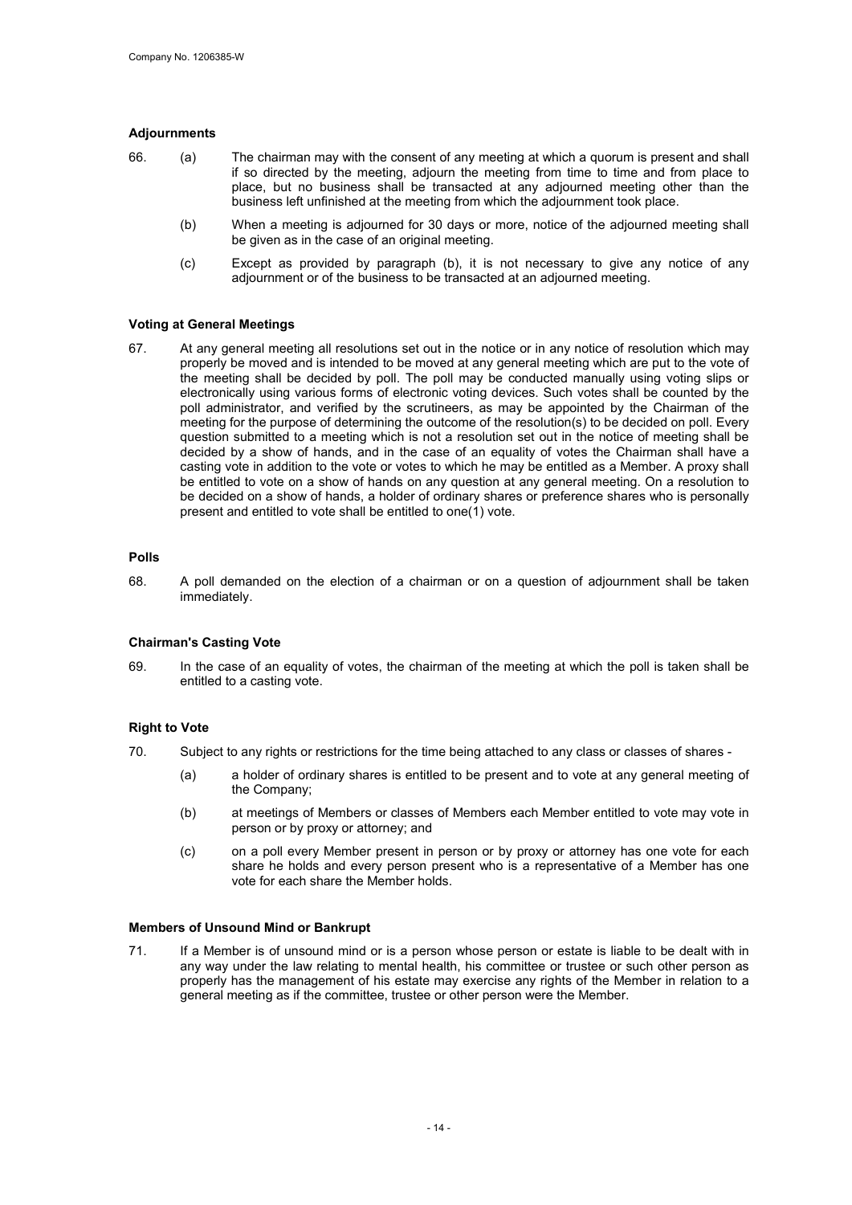**Adjournments**

66. (a) The chairman may with the consent of any meeting at which a quorum is present and shall if so directed by the meeting, adjourn the meeting from time to time and from place to place, but no business shall be transacted at any adjourned meeting other than the business left unfinished at the meeting from which the adjournment took place.

(b) When a meeting is adjourned for 30 days or more, notice of the adjourned meeting shall be given as in the case of an original meeting.

(c) Except as provided by paragraph (b), it is not necessary to give any notice of any adjournment or of the business to be transacted at an adjourned meeting.

**Voting at General Meetings**

67. At any general meeting all resolutions set out in the notice or in any notice of resolution which may properly be moved and is intended to be moved at any general meeting which are put to the vote of the meeting shall be decided by poll. The poll may be conducted manually using voting slips or electronically using various forms of electronic voting devices. Such votes shall be counted by the poll administrator, and verified by the scrutineers, as may be appointed by the Chairman of the meeting for the purpose of determining the outcome of the resolution(s) to be decided on poll. Every question submitted to a meeting which is not a resolution set out in the notice of meeting shall be decided by a show of hands, and in the case of an equality of votes the Chairman shall have a casting vote in addition to the vote or votes to which he may be entitled as a Member. A proxy shall be entitled to vote on a show of hands on any question at any general meeting. On a resolution to be decided on a show of hands, a holder of ordinary shares or preference shares who is personally present and entitled to vote shall be entitled to one(1) vote.

**Polls**

68. A poll demanded on the election of a chairman or on a question of adjournment shall be taken immediately.

**Chairman's Casting Vote**

69. In the case of an equality of votes, the chairman of the meeting at which the poll is taken shall be entitled to a casting vote.

**Right to Vote**

70. Subject to any rights or restrictions for the time being attached to any class or classes of shares -

(a) a holder of ordinary shares is entitled to be present and to vote at any general meeting of the Company;

(b) at meetings of Members or classes of Members each Member entitled to vote may vote in person or by proxy or attorney; and

(c) on a poll every Member present in person or by proxy or attorney has one vote for each share he holds and every person present who is a representative of a Member has one vote for each share the Member holds.

**Members of Unsound Mind or Bankrupt**

71. If a Member is of unsound mind or is a person whose person or estate is liable to be dealt with in any way under the law relating to mental health, his committee or trustee or such other person as properly has the management of his estate may exercise any rights of the Member in relation to a general meeting as if the committee, trustee or other person were the Member.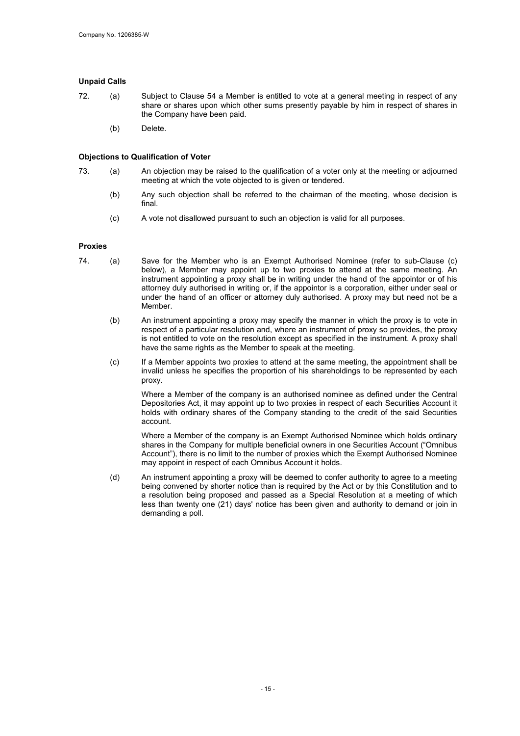**Unpaid Calls**

72. (a) Subject to Clause 54 a Member is entitled to vote at a general meeting in respect of any share or shares upon which other sums presently payable by him in respect of shares in the Company have been paid.

(b) Delete.

**Objections to Qualification of Voter**

73. (a) An objection may be raised to the qualification of a voter only at the meeting or adjourned meeting at which the vote objected to is given or tendered.

(b) Any such objection shall be referred to the chairman of the meeting, whose decision is final.

(c) A vote not disallowed pursuant to such an objection is valid for all purposes.

**Proxies**

74. (a) Save for the Member who is an Exempt Authorised Nominee (refer to sub-Clause (c) below), a Member may appoint up to two proxies to attend at the same meeting. An instrument appointing a proxy shall be in writing under the hand of the appointor or of his attorney duly authorised in writing or, if the appointor is a corporation, either under seal or under the hand of an officer or attorney duly authorised. A proxy may but need not be a Member.

(b) An instrument appointing a proxy may specify the manner in which the proxy is to vote in respect of a particular resolution and, where an instrument of proxy so provides, the proxy is not entitled to vote on the resolution except as specified in the instrument. A proxy shall have the same rights as the Member to speak at the meeting.

(c) If a Member appoints two proxies to attend at the same meeting, the appointment shall be invalid unless he specifies the proportion of his shareholdings to be represented by each proxy.

Where a Member of the company is an authorised nominee as defined under the Central Depositories Act, it may appoint up to two proxies in respect of each Securities Account it holds with ordinary shares of the Company standing to the credit of the said Securities account.

Where a Member of the company is an Exempt Authorised Nominee which holds ordinary shares in the Company for multiple beneficial owners in one Securities Account ("Omnibus Account"), there is no limit to the number of proxies which the Exempt Authorised Nominee may appoint in respect of each Omnibus Account it holds.

(d) An instrument appointing a proxy will be deemed to confer authority to agree to a meeting being convened by shorter notice than is required by the Act or by this Constitution and to a resolution being proposed and passed as a Special Resolution at a meeting of which less than twenty one (21) days' notice has been given and authority to demand or join in demanding a poll.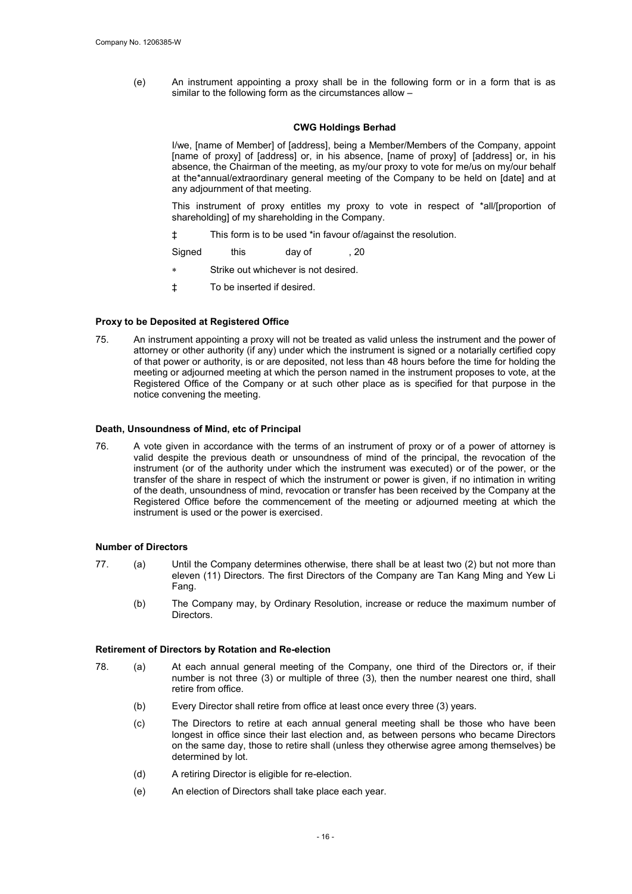(e) An instrument appointing a proxy shall be in the following form or in a form that is as similar to the following form as the circumstances allow –

**CWG Holdings Berhad**

I/we, [name of Member] of [address], being a Member/Members of the Company, appoint [name of proxy] of [address] or, in his absence, [name of proxy] of [address] or, in his absence, the Chairman of the meeting, as my/our proxy to vote for me/us on my/our behalf at the*annual/extraordinary general meeting of the Company to be held on [date] and at any adjournment of that meeting.

This instrument of proxy entitles my proxy to vote in respect of *all/[proportion of shareholding] of my shareholding in the Company.

‡ This form is to be used *in favour of/against the resolution.

Signed this day of , 20

\* Strike out whichever is not desired.

‡ To be inserted if desired.

**Proxy to be Deposited at Registered Office**

75. An instrument appointing a proxy will not be treated as valid unless the instrument and the power of attorney or other authority (if any) under which the instrument is signed or a notarially certified copy of that power or authority, is or are deposited, not less than 48 hours before the time for holding the meeting or adjourned meeting at which the person named in the instrument proposes to vote, at the Registered Office of the Company or at such other place as is specified for that purpose in the notice convening the meeting.

**Death, Unsoundness of Mind, etc of Principal**

76. A vote given in accordance with the terms of an instrument of proxy or of a power of attorney is valid despite the previous death or unsoundness of mind of the principal, the revocation of the instrument (or of the authority under which the instrument was executed) or of the power, or the transfer of the share in respect of which the instrument or power is given, if no intimation in writing of the death, unsoundness of mind, revocation or transfer has been received by the Company at the Registered Office before the commencement of the meeting or adjourned meeting at which the instrument is used or the power is exercised.

**Number of Directors**

77. (a) Until the Company determines otherwise, there shall be at least two (2) but not more than eleven (11) Directors. The first Directors of the Company are Tan Kang Ming and Yew Li Fang.

(b) The Company may, by Ordinary Resolution, increase or reduce the maximum number of Directors.

**Retirement of Directors by Rotation and Re-election**

78. (a) At each annual general meeting of the Company, one third of the Directors or, if their number is not three (3) or multiple of three (3), then the number nearest one third, shall retire from office.

(b) Every Director shall retire from office at least once every three (3) years.

(c) The Directors to retire at each annual general meeting shall be those who have been longest in office since their last election and, as between persons who became Directors on the same day, those to retire shall (unless they otherwise agree among themselves) be determined by lot.

(d) A retiring Director is eligible for re-election.

(e) An election of Directors shall take place each year.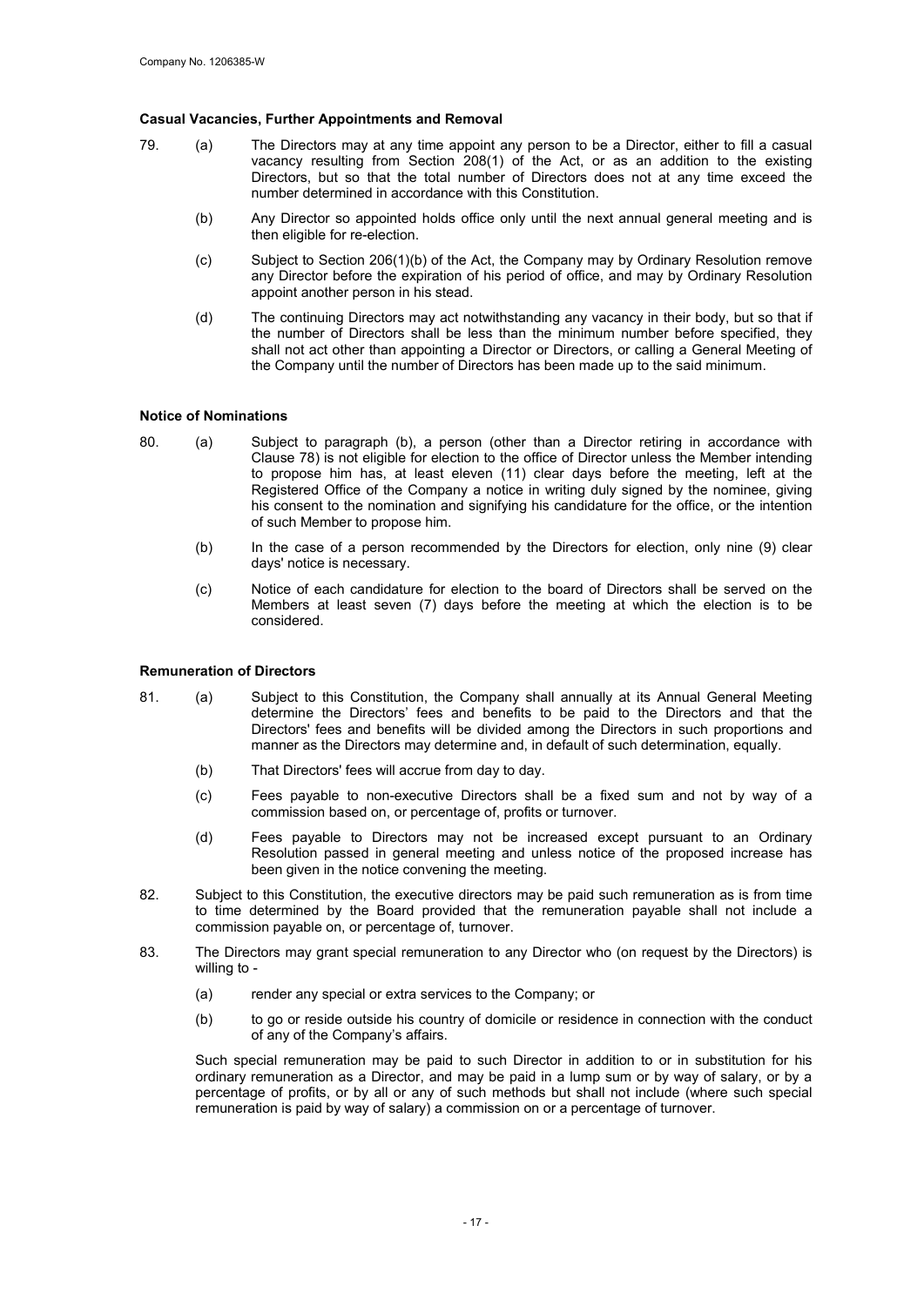**Casual Vacancies, Further Appointments and Removal**

79. (a) The Directors may at any time appoint any person to be a Director, either to fill a casual vacancy resulting from Section 208(1) of the Act, or as an addition to the existing Directors, but so that the total number of Directors does not at any time exceed the number determined in accordance with this Constitution.

 (b) Any Director so appointed holds office only until the next annual general meeting and is then eligible for re-election.

 (c) Subject to Section 206(1)(b) of the Act, the Company may by Ordinary Resolution remove any Director before the expiration of his period of office, and may by Ordinary Resolution appoint another person in his stead.

 (d) The continuing Directors may act notwithstanding any vacancy in their body, but so that if the number of Directors shall be less than the minimum number before specified, they shall not act other than appointing a Director or Directors, or calling a General Meeting of the Company until the number of Directors has been made up to the said minimum.

**Notice of Nominations**

80. (a) Subject to paragraph (b), a person (other than a Director retiring in accordance with Clause 78) is not eligible for election to the office of Director unless the Member intending to propose him has, at least eleven (11) clear days before the meeting, left at the Registered Office of the Company a notice in writing duly signed by the nominee, giving his consent to the nomination and signifying his candidature for the office, or the intention of such Member to propose him.

 (b) In the case of a person recommended by the Directors for election, only nine (9) clear days' notice is necessary.

 (c) Notice of each candidature for election to the board of Directors shall be served on the Members at least seven (7) days before the meeting at which the election is to be considered.

**Remuneration of Directors**

81. (a) Subject to this Constitution, the Company shall annually at its Annual General Meeting determine the Directors' fees and benefits to be paid to the Directors and that the Directors' fees and benefits will be divided among the Directors in such proportions and manner as the Directors may determine and, in default of such determination, equally.

 (b) That Directors' fees will accrue from day to day.

 (c) Fees payable to non-executive Directors shall be a fixed sum and not by way of a commission based on, or percentage of, profits or turnover.

 (d) Fees payable to Directors may not be increased except pursuant to an Ordinary Resolution passed in general meeting and unless notice of the proposed increase has been given in the notice convening the meeting.

82. Subject to this Constitution, the executive directors may be paid such remuneration as is from time to time determined by the Board provided that the remuneration payable shall not include a commission payable on, or percentage of, turnover.

83. The Directors may grant special remuneration to any Director who (on request by the Directors) is willing to -

 (a) render any special or extra services to the Company; or

 (b) to go or reside outside his country of domicile or residence in connection with the conduct of any of the Company's affairs.

 Such special remuneration may be paid to such Director in addition to or in substitution for his ordinary remuneration as a Director, and may be paid in a lump sum or by way of salary, or by a percentage of profits, or by all or any of such methods but shall not include (where such special remuneration is paid by way of salary) a commission on or a percentage of turnover.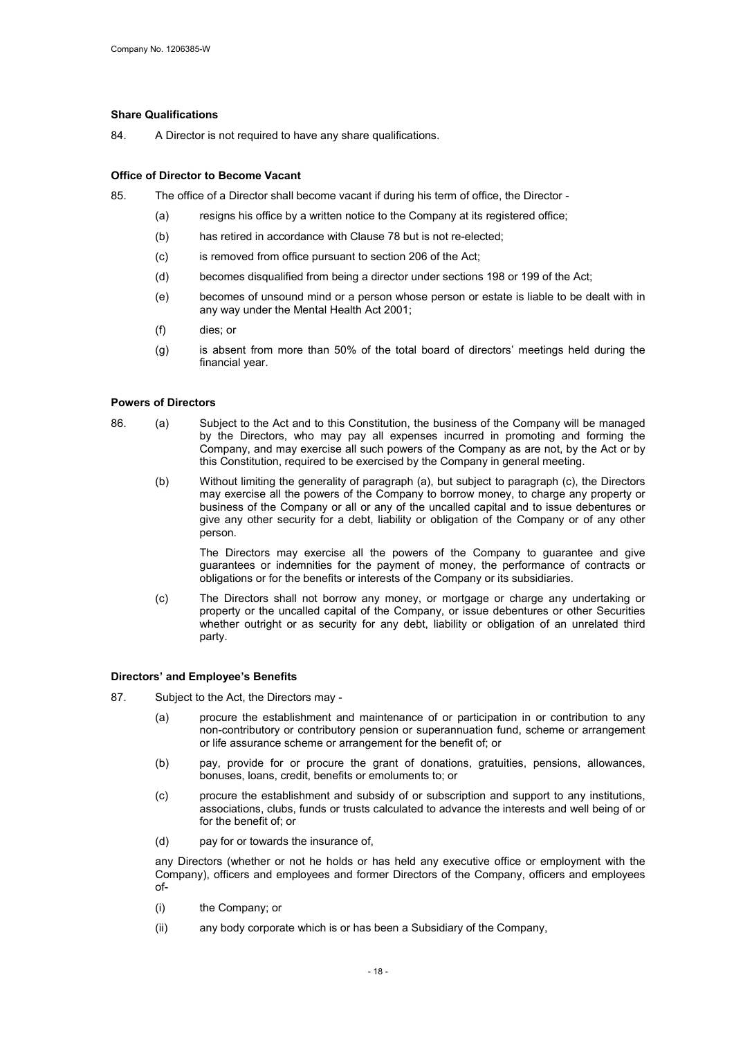**Share Qualifications**

84. A Director is not required to have any share qualifications.

**Office of Director to Become Vacant**

85. The office of a Director shall become vacant if during his term of office, the Director -

(a) resigns his office by a written notice to the Company at its registered office;

(b) has retired in accordance with Clause 78 but is not re-elected;

(c) is removed from office pursuant to section 206 of the Act;

(d) becomes disqualified from being a director under sections 198 or 199 of the Act;

(e) becomes of unsound mind or a person whose person or estate is liable to be dealt with in any way under the Mental Health Act 2001;

(f) dies; or

(g) is absent from more than 50% of the total board of directors' meetings held during the financial year.

**Powers of Directors**

86. (a) Subject to the Act and to this Constitution, the business of the Company will be managed by the Directors, who may pay all expenses incurred in promoting and forming the Company, and may exercise all such powers of the Company as are not, by the Act or by this Constitution, required to be exercised by the Company in general meeting.

(b) Without limiting the generality of paragraph (a), but subject to paragraph (c), the Directors may exercise all the powers of the Company to borrow money, to charge any property or business of the Company or all or any of the uncalled capital and to issue debentures or give any other security for a debt, liability or obligation of the Company or of any other person.

The Directors may exercise all the powers of the Company to guarantee and give guarantees or indemnities for the payment of money, the performance of contracts or obligations or for the benefits or interests of the Company or its subsidiaries.

(c) The Directors shall not borrow any money, or mortgage or charge any undertaking or property or the uncalled capital of the Company, or issue debentures or other Securities whether outright or as security for any debt, liability or obligation of an unrelated third party.

**Directors' and Employee's Benefits**

87. Subject to the Act, the Directors may -

(a) procure the establishment and maintenance of or participation in or contribution to any non-contributory or contributory pension or superannuation fund, scheme or arrangement or life assurance scheme or arrangement for the benefit of; or

(b) pay, provide for or procure the grant of donations, gratuities, pensions, allowances, bonuses, loans, credit, benefits or emoluments to; or

(c) procure the establishment and subsidy of or subscription and support to any institutions, associations, clubs, funds or trusts calculated to advance the interests and well being of or for the benefit of; or

(d) pay for or towards the insurance of,

any Directors (whether or not he holds or has held any executive office or employment with the Company), officers and employees and former Directors of the Company, officers and employees of-

(i) the Company; or

(ii) any body corporate which is or has been a Subsidiary of the Company,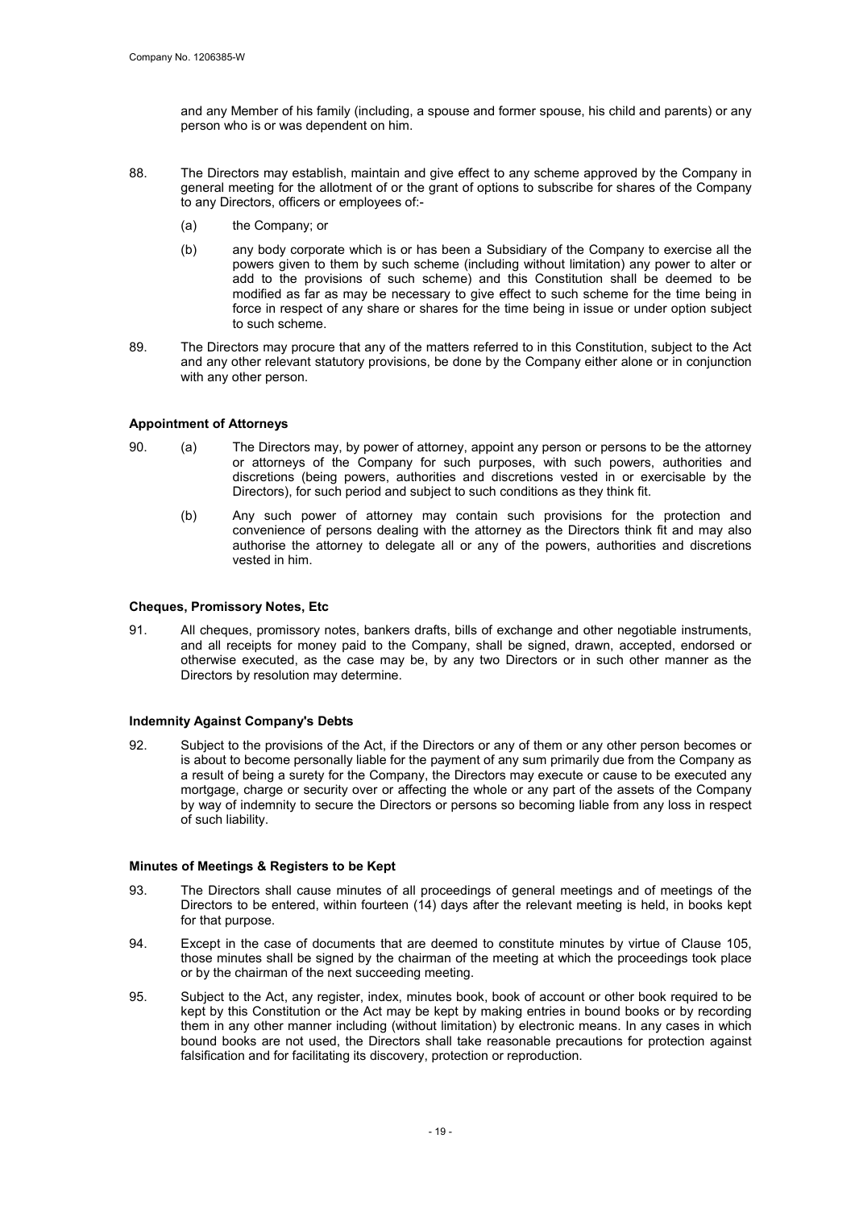and any Member of his family (including, a spouse and former spouse, his child and parents) or any person who is or was dependent on him.

88. The Directors may establish, maintain and give effect to any scheme approved by the Company in general meeting for the allotment of or the grant of options to subscribe for shares of the Company to any Directors, officers or employees of:-

   (a) the Company; or

   (b) any body corporate which is or has been a Subsidiary of the Company to exercise all the powers given to them by such scheme (including without limitation) any power to alter or add to the provisions of such scheme) and this Constitution shall be deemed to be modified as far as may be necessary to give effect to such scheme for the time being in force in respect of any share or shares for the time being in issue or under option subject to such scheme.

89. The Directors may procure that any of the matters referred to in this Constitution, subject to the Act and any other relevant statutory provisions, be done by the Company either alone or in conjunction with any other person.

**Appointment of Attorneys**

90. (a) The Directors may, by power of attorney, appoint any person or persons to be the attorney or attorneys of the Company for such purposes, with such powers, authorities and discretions (being powers, authorities and discretions vested in or exercisable by the Directors), for such period and subject to such conditions as they think fit.

   (b) Any such power of attorney may contain such provisions for the protection and convenience of persons dealing with the attorney as the Directors think fit and may also authorise the attorney to delegate all or any of the powers, authorities and discretions vested in him.

**Cheques, Promissory Notes, Etc**

91. All cheques, promissory notes, bankers drafts, bills of exchange and other negotiable instruments, and all receipts for money paid to the Company, shall be signed, drawn, accepted, endorsed or otherwise executed, as the case may be, by any two Directors or in such other manner as the Directors by resolution may determine.

**Indemnity Against Company's Debts**

92. Subject to the provisions of the Act, if the Directors or any of them or any other person becomes or is about to become personally liable for the payment of any sum primarily due from the Company as a result of being a surety for the Company, the Directors may execute or cause to be executed any mortgage, charge or security over or affecting the whole or any part of the assets of the Company by way of indemnity to secure the Directors or persons so becoming liable from any loss in respect of such liability.

**Minutes of Meetings & Registers to be Kept**

93. The Directors shall cause minutes of all proceedings of general meetings and of meetings of the Directors to be entered, within fourteen (14) days after the relevant meeting is held, in books kept for that purpose.

94. Except in the case of documents that are deemed to constitute minutes by virtue of Clause 105, those minutes shall be signed by the chairman of the meeting at which the proceedings took place or by the chairman of the next succeeding meeting.

95. Subject to the Act, any register, index, minutes book, book of account or other book required to be kept by this Constitution or the Act may be kept by making entries in bound books or by recording them in any other manner including (without limitation) by electronic means. In any cases in which bound books are not used, the Directors shall take reasonable precautions for protection against falsification and for facilitating its discovery, protection or reproduction.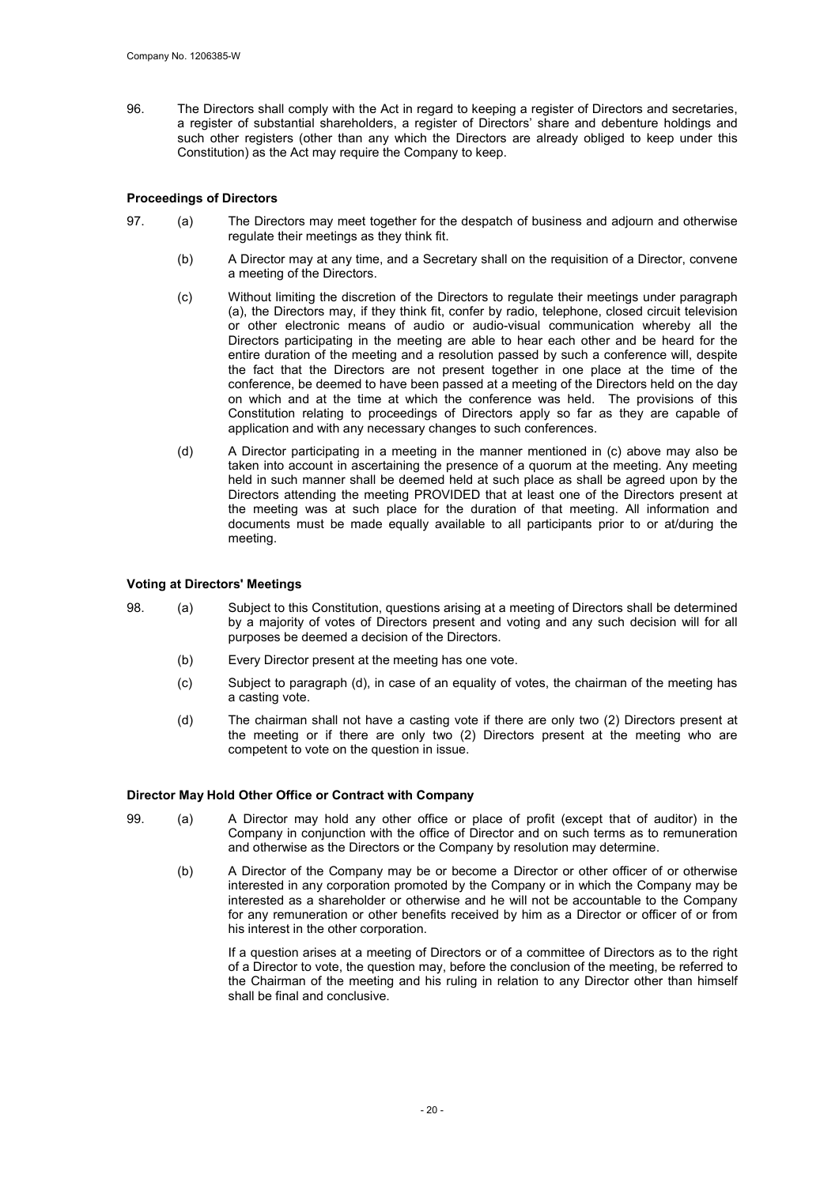96. The Directors shall comply with the Act in regard to keeping a register of Directors and secretaries, a register of substantial shareholders, a register of Directors' share and debenture holdings and such other registers (other than any which the Directors are already obliged to keep under this Constitution) as the Act may require the Company to keep.

**Proceedings of Directors**

97. (a) The Directors may meet together for the despatch of business and adjourn and otherwise regulate their meetings as they think fit.

(b) A Director may at any time, and a Secretary shall on the requisition of a Director, convene a meeting of the Directors.

(c) Without limiting the discretion of the Directors to regulate their meetings under paragraph (a), the Directors may, if they think fit, confer by radio, telephone, closed circuit television or other electronic means of audio or audio-visual communication whereby all the Directors participating in the meeting are able to hear each other and be heard for the entire duration of the meeting and a resolution passed by such a conference will, despite the fact that the Directors are not present together in one place at the time of the conference, be deemed to have been passed at a meeting of the Directors held on the day on which and at the time at which the conference was held. The provisions of this Constitution relating to proceedings of Directors apply so far as they are capable of application and with any necessary changes to such conferences.

(d) A Director participating in a meeting in the manner mentioned in (c) above may also be taken into account in ascertaining the presence of a quorum at the meeting. Any meeting held in such manner shall be deemed held at such place as shall be agreed upon by the Directors attending the meeting PROVIDED that at least one of the Directors present at the meeting was at such place for the duration of that meeting. All information and documents must be made equally available to all participants prior to or at/during the meeting.

**Voting at Directors' Meetings**

98. (a) Subject to this Constitution, questions arising at a meeting of Directors shall be determined by a majority of votes of Directors present and voting and any such decision will for all purposes be deemed a decision of the Directors.

(b) Every Director present at the meeting has one vote.

(c) Subject to paragraph (d), in case of an equality of votes, the chairman of the meeting has a casting vote.

(d) The chairman shall not have a casting vote if there are only two (2) Directors present at the meeting or if there are only two (2) Directors present at the meeting who are competent to vote on the question in issue.

**Director May Hold Other Office or Contract with Company**

99. (a) A Director may hold any other office or place of profit (except that of auditor) in the Company in conjunction with the office of Director and on such terms as to remuneration and otherwise as the Directors or the Company by resolution may determine.

(b) A Director of the Company may be or become a Director or other officer of or otherwise interested in any corporation promoted by the Company or in which the Company may be interested as a shareholder or otherwise and he will not be accountable to the Company for any remuneration or other benefits received by him as a Director or officer of or from his interest in the other corporation.

If a question arises at a meeting of Directors or of a committee of Directors as to the right of a Director to vote, the question may, before the conclusion of the meeting, be referred to the Chairman of the meeting and his ruling in relation to any Director other than himself shall be final and conclusive.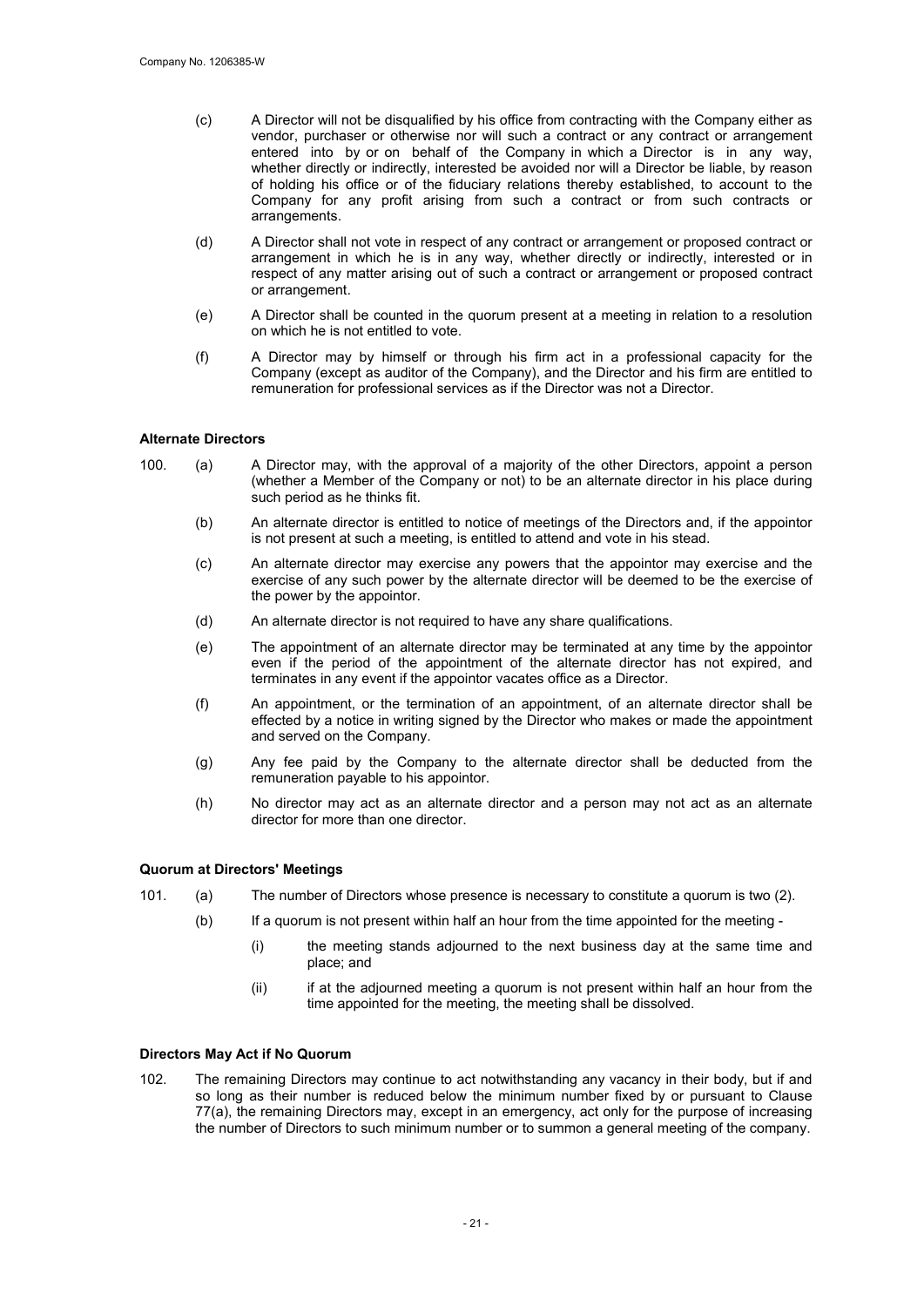(c) A Director will not be disqualified by his office from contracting with the Company either as vendor, purchaser or otherwise nor will such a contract or any contract or arrangement entered into by or on behalf of the Company in which a Director is in any way, whether directly or indirectly, interested be avoided nor will a Director be liable, by reason of holding his office or of the fiduciary relations thereby established, to account to the Company for any profit arising from such a contract or from such contracts or arrangements.

(d) A Director shall not vote in respect of any contract or arrangement or proposed contract or arrangement in which he is in any way, whether directly or indirectly, interested or in respect of any matter arising out of such a contract or arrangement or proposed contract or arrangement.

(e) A Director shall be counted in the quorum present at a meeting in relation to a resolution on which he is not entitled to vote.

(f) A Director may by himself or through his firm act in a professional capacity for the Company (except as auditor of the Company), and the Director and his firm are entitled to remuneration for professional services as if the Director was not a Director.

**Alternate Directors**

100. (a) A Director may, with the approval of a majority of the other Directors, appoint a person (whether a Member of the Company or not) to be an alternate director in his place during such period as he thinks fit.

(b) An alternate director is entitled to notice of meetings of the Directors and, if the appointor is not present at such a meeting, is entitled to attend and vote in his stead.

(c) An alternate director may exercise any powers that the appointor may exercise and the exercise of any such power by the alternate director will be deemed to be the exercise of the power by the appointor.

(d) An alternate director is not required to have any share qualifications.

(e) The appointment of an alternate director may be terminated at any time by the appointor even if the period of the appointment of the alternate director has not expired, and terminates in any event if the appointor vacates office as a Director.

(f) An appointment, or the termination of an appointment, of an alternate director shall be effected by a notice in writing signed by the Director who makes or made the appointment and served on the Company.

(g) Any fee paid by the Company to the alternate director shall be deducted from the remuneration payable to his appointor.

(h) No director may act as an alternate director and a person may not act as an alternate director for more than one director.

**Quorum at Directors' Meetings**

101. (a) The number of Directors whose presence is necessary to constitute a quorum is two (2).

(b) If a quorum is not present within half an hour from the time appointed for the meeting -

(i) the meeting stands adjourned to the next business day at the same time and place; and

(ii) if at the adjourned meeting a quorum is not present within half an hour from the time appointed for the meeting, the meeting shall be dissolved.

**Directors May Act if No Quorum**

102. The remaining Directors may continue to act notwithstanding any vacancy in their body, but if and so long as their number is reduced below the minimum number fixed by or pursuant to Clause 77(a), the remaining Directors may, except in an emergency, act only for the purpose of increasing the number of Directors to such minimum number or to summon a general meeting of the company.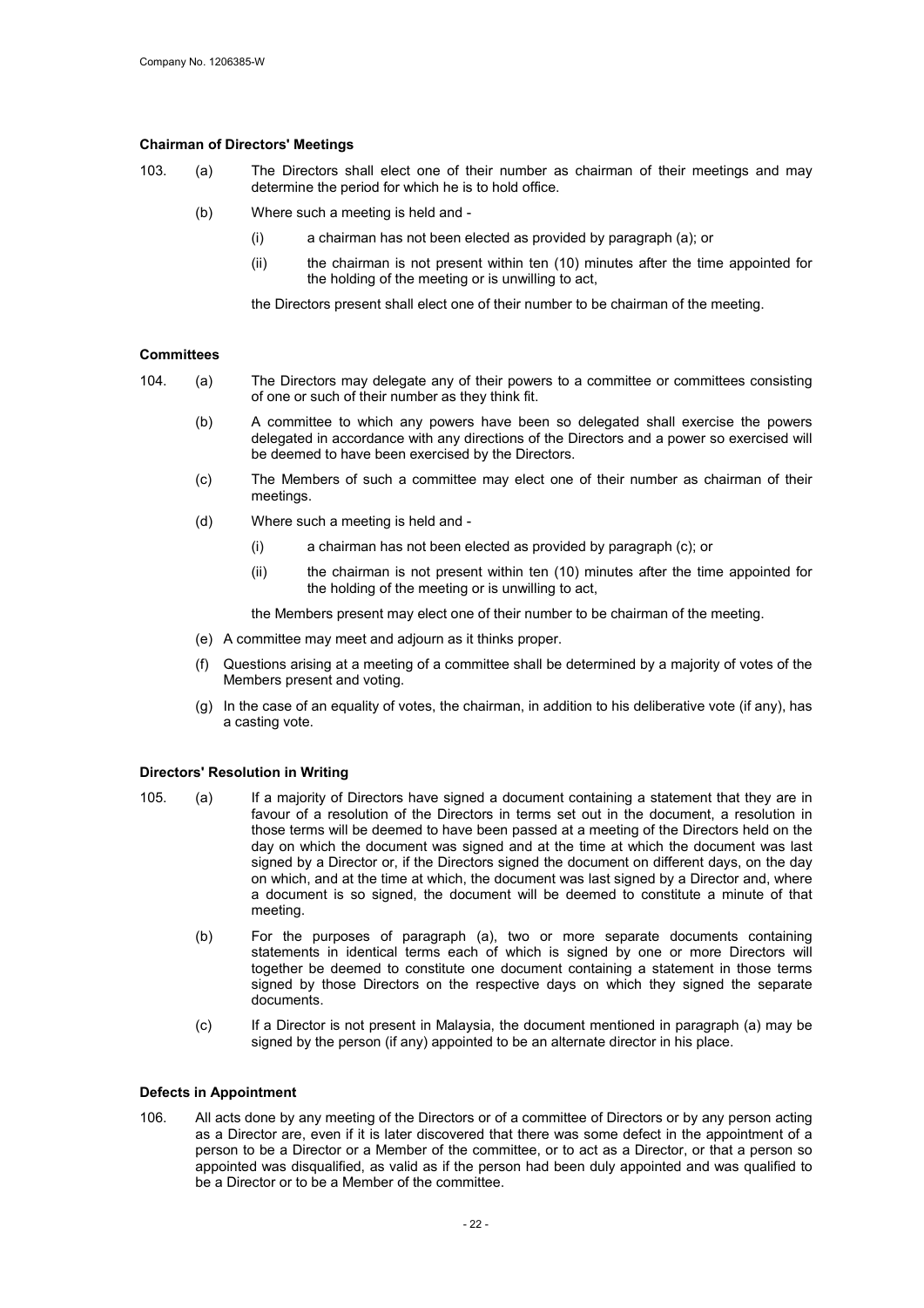**Chairman of Directors' Meetings**

103. (a) The Directors shall elect one of their number as chairman of their meetings and may determine the period for which he is to hold office.

(b) Where such a meeting is held and -

(i) a chairman has not been elected as provided by paragraph (a); or

(ii) the chairman is not present within ten (10) minutes after the time appointed for the holding of the meeting or is unwilling to act,

the Directors present shall elect one of their number to be chairman of the meeting.

**Committees**

104. (a) The Directors may delegate any of their powers to a committee or committees consisting of one or such of their number as they think fit.

(b) A committee to which any powers have been so delegated shall exercise the powers delegated in accordance with any directions of the Directors and a power so exercised will be deemed to have been exercised by the Directors.

(c) The Members of such a committee may elect one of their number as chairman of their meetings.

(d) Where such a meeting is held and -

(i) a chairman has not been elected as provided by paragraph (c); or

(ii) the chairman is not present within ten (10) minutes after the time appointed for the holding of the meeting or is unwilling to act,

the Members present may elect one of their number to be chairman of the meeting.

(e) A committee may meet and adjourn as it thinks proper.

(f) Questions arising at a meeting of a committee shall be determined by a majority of votes of the Members present and voting.

(g) In the case of an equality of votes, the chairman, in addition to his deliberative vote (if any), has a casting vote.

**Directors' Resolution in Writing**

105. (a) If a majority of Directors have signed a document containing a statement that they are in favour of a resolution of the Directors in terms set out in the document, a resolution in those terms will be deemed to have been passed at a meeting of the Directors held on the day on which the document was signed and at the time at which the document was last signed by a Director or, if the Directors signed the document on different days, on the day on which, and at the time at which, the document was last signed by a Director and, where a document is so signed, the document will be deemed to constitute a minute of that meeting.

(b) For the purposes of paragraph (a), two or more separate documents containing statements in identical terms each of which is signed by one or more Directors will together be deemed to constitute one document containing a statement in those terms signed by those Directors on the respective days on which they signed the separate documents.

(c) If a Director is not present in Malaysia, the document mentioned in paragraph (a) may be signed by the person (if any) appointed to be an alternate director in his place.

**Defects in Appointment**

106. All acts done by any meeting of the Directors or of a committee of Directors or by any person acting as a Director are, even if it is later discovered that there was some defect in the appointment of a person to be a Director or a Member of the committee, or to act as a Director, or that a person so appointed was disqualified, as valid as if the person had been duly appointed and was qualified to be a Director or to be a Member of the committee.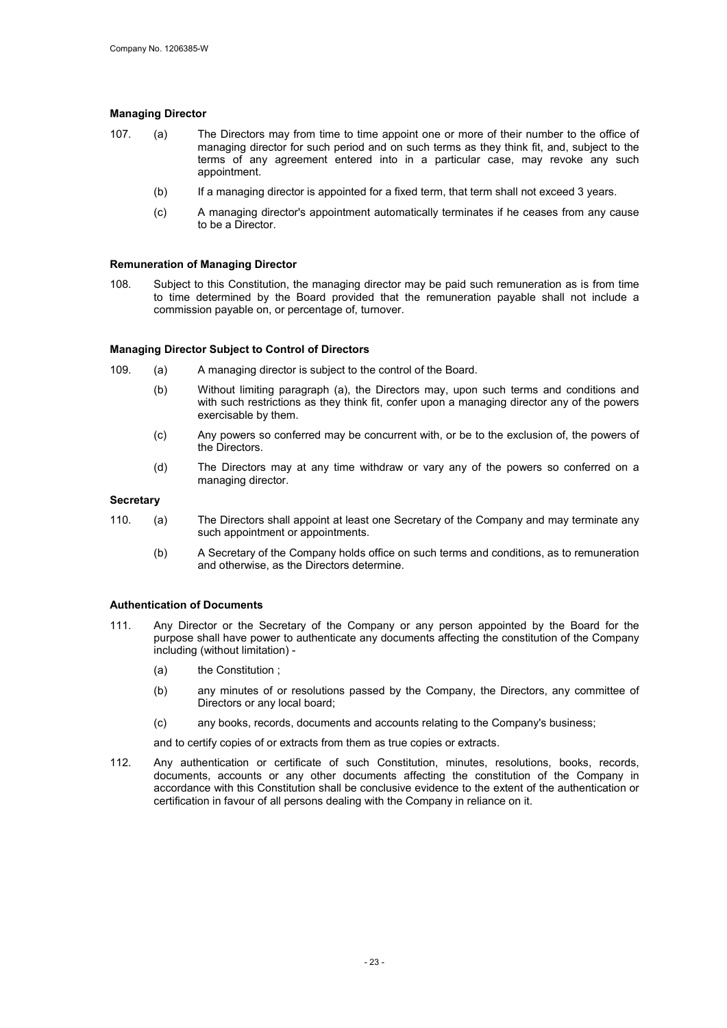### Managing Director

107. (a) The Directors may from time to time appoint one or more of their number to the office of managing director for such period and on such terms as they think fit, and, subject to the terms of any agreement entered into in a particular case, may revoke any such appointment.

    (b) If a managing director is appointed for a fixed term, that term shall not exceed 3 years.

    (c) A managing director's appointment automatically terminates if he ceases from any cause to be a Director.

### Remuneration of Managing Director

108. Subject to this Constitution, the managing director may be paid such remuneration as is from time to time determined by the Board provided that the remuneration payable shall not include a commission payable on, or percentage of, turnover.

### Managing Director Subject to Control of Directors

109. (a) A managing director is subject to the control of the Board.

    (b) Without limiting paragraph (a), the Directors may, upon such terms and conditions and with such restrictions as they think fit, confer upon a managing director any of the powers exercisable by them.

    (c) Any powers so conferred may be concurrent with, or be to the exclusion of, the powers of the Directors.

    (d) The Directors may at any time withdraw or vary any of the powers so conferred on a managing director.

### Secretary

110. (a) The Directors shall appoint at least one Secretary of the Company and may terminate any such appointment or appointments.

    (b) A Secretary of the Company holds office on such terms and conditions, as to remuneration and otherwise, as the Directors determine.

### Authentication of Documents

111. Any Director or the Secretary of the Company or any person appointed by the Board for the purpose shall have power to authenticate any documents affecting the constitution of the Company including (without limitation) -

    (a) the Constitution ;

    (b) any minutes of or resolutions passed by the Company, the Directors, any committee of Directors or any local board;

    (c) any books, records, documents and accounts relating to the Company's business;

    and to certify copies of or extracts from them as true copies or extracts.

112. Any authentication or certificate of such Constitution, minutes, resolutions, books, records, documents, accounts or any other documents affecting the constitution of the Company in accordance with this Constitution shall be conclusive evidence to the extent of the authentication or certification in favour of all persons dealing with the Company in reliance on it.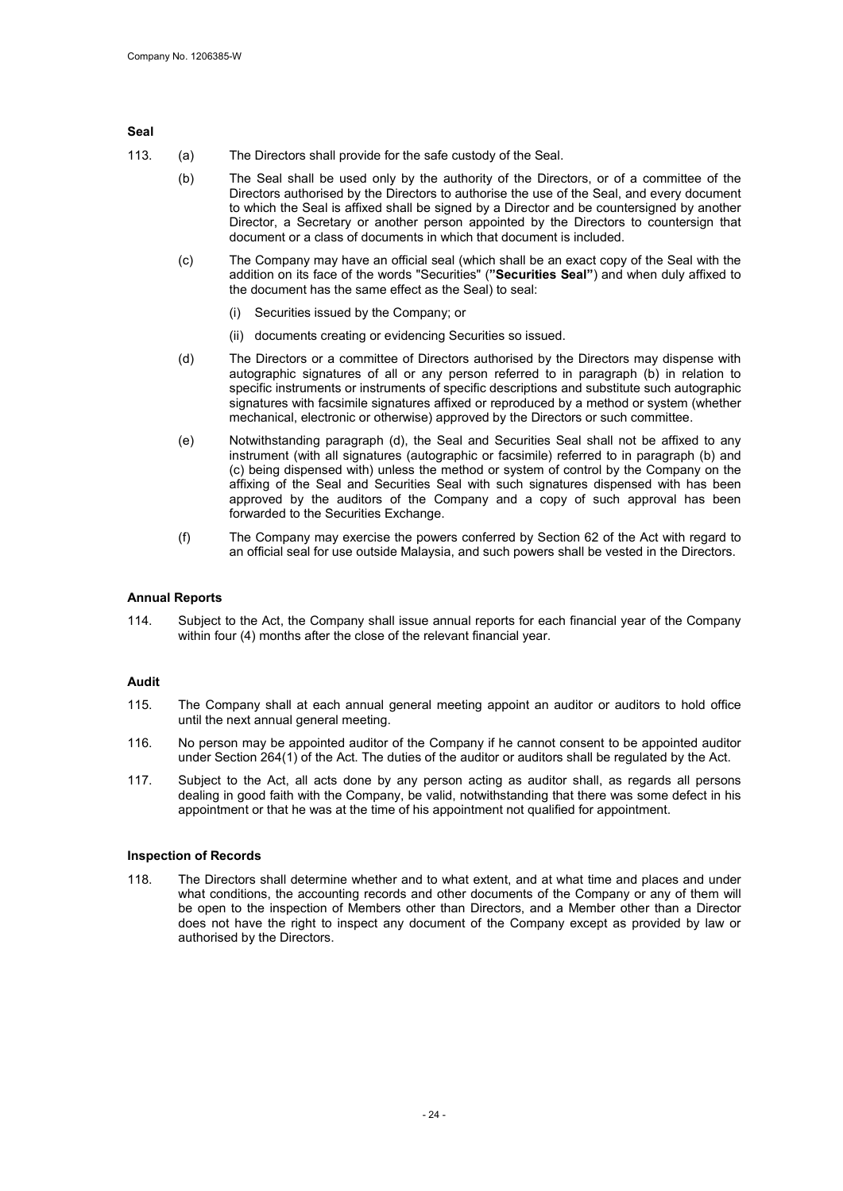**Seal**

113. (a) The Directors shall provide for the safe custody of the Seal.

(b) The Seal shall be used only by the authority of the Directors, or of a committee of the Directors authorised by the Directors to authorise the use of the Seal, and every document to which the Seal is affixed shall be signed by a Director and be countersigned by another Director, a Secretary or another person appointed by the Directors to countersign that document or a class of documents in which that document is included.

(c) The Company may have an official seal (which shall be an exact copy of the Seal with the addition on its face of the words "Securities" (**"Securities Seal"**) and when duly affixed to the document has the same effect as the Seal) to seal:

(i) Securities issued by the Company; or

(ii) documents creating or evidencing Securities so issued.

(d) The Directors or a committee of Directors authorised by the Directors may dispense with autographic signatures of all or any person referred to in paragraph (b) in relation to specific instruments or instruments of specific descriptions and substitute such autographic signatures with facsimile signatures affixed or reproduced by a method or system (whether mechanical, electronic or otherwise) approved by the Directors or such committee.

(e) Notwithstanding paragraph (d), the Seal and Securities Seal shall not be affixed to any instrument (with all signatures (autographic or facsimile) referred to in paragraph (b) and (c) being dispensed with) unless the method or system of control by the Company on the affixing of the Seal and Securities Seal with such signatures dispensed with has been approved by the auditors of the Company and a copy of such approval has been forwarded to the Securities Exchange.

(f) The Company may exercise the powers conferred by Section 62 of the Act with regard to an official seal for use outside Malaysia, and such powers shall be vested in the Directors.

**Annual Reports**

114. Subject to the Act, the Company shall issue annual reports for each financial year of the Company within four (4) months after the close of the relevant financial year.

**Audit**

115. The Company shall at each annual general meeting appoint an auditor or auditors to hold office until the next annual general meeting.

116. No person may be appointed auditor of the Company if he cannot consent to be appointed auditor under Section 264(1) of the Act. The duties of the auditor or auditors shall be regulated by the Act.

117. Subject to the Act, all acts done by any person acting as auditor shall, as regards all persons dealing in good faith with the Company, be valid, notwithstanding that there was some defect in his appointment or that he was at the time of his appointment not qualified for appointment.

**Inspection of Records**

118. The Directors shall determine whether and to what extent, and at what time and places and under what conditions, the accounting records and other documents of the Company or any of them will be open to the inspection of Members other than Directors, and a Member other than a Director does not have the right to inspect any document of the Company except as provided by law or authorised by the Directors.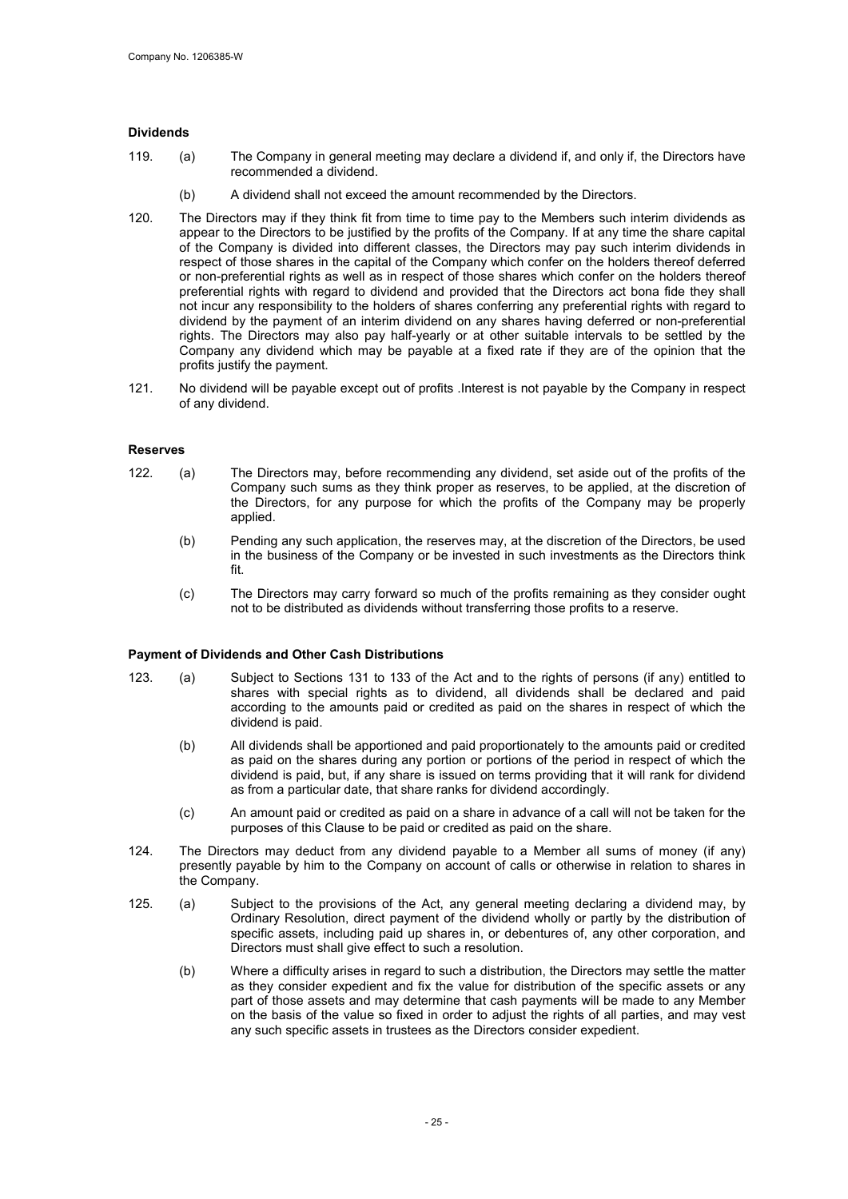**Dividends**

119. (a) The Company in general meeting may declare a dividend if, and only if, the Directors have recommended a dividend.

(b) A dividend shall not exceed the amount recommended by the Directors.

120. The Directors may if they think fit from time to time pay to the Members such interim dividends as appear to the Directors to be justified by the profits of the Company. If at any time the share capital of the Company is divided into different classes, the Directors may pay such interim dividends in respect of those shares in the capital of the Company which confer on the holders thereof deferred or non-preferential rights as well as in respect of those shares which confer on the holders thereof preferential rights with regard to dividend and provided that the Directors act bona fide they shall not incur any responsibility to the holders of shares conferring any preferential rights with regard to dividend by the payment of an interim dividend on any shares having deferred or non-preferential rights. The Directors may also pay half-yearly or at other suitable intervals to be settled by the Company any dividend which may be payable at a fixed rate if they are of the opinion that the profits justify the payment.

121. No dividend will be payable except out of profits .Interest is not payable by the Company in respect of any dividend.

**Reserves**

122. (a) The Directors may, before recommending any dividend, set aside out of the profits of the Company such sums as they think proper as reserves, to be applied, at the discretion of the Directors, for any purpose for which the profits of the Company may be properly applied.

(b) Pending any such application, the reserves may, at the discretion of the Directors, be used in the business of the Company or be invested in such investments as the Directors think fit.

(c) The Directors may carry forward so much of the profits remaining as they consider ought not to be distributed as dividends without transferring those profits to a reserve.

**Payment of Dividends and Other Cash Distributions**

123. (a) Subject to Sections 131 to 133 of the Act and to the rights of persons (if any) entitled to shares with special rights as to dividend, all dividends shall be declared and paid according to the amounts paid or credited as paid on the shares in respect of which the dividend is paid.

(b) All dividends shall be apportioned and paid proportionately to the amounts paid or credited as paid on the shares during any portion or portions of the period in respect of which the dividend is paid, but, if any share is issued on terms providing that it will rank for dividend as from a particular date, that share ranks for dividend accordingly.

(c) An amount paid or credited as paid on a share in advance of a call will not be taken for the purposes of this Clause to be paid or credited as paid on the share.

124. The Directors may deduct from any dividend payable to a Member all sums of money (if any) presently payable by him to the Company on account of calls or otherwise in relation to shares in the Company.

125. (a) Subject to the provisions of the Act, any general meeting declaring a dividend may, by Ordinary Resolution, direct payment of the dividend wholly or partly by the distribution of specific assets, including paid up shares in, or debentures of, any other corporation, and Directors must shall give effect to such a resolution.

(b) Where a difficulty arises in regard to such a distribution, the Directors may settle the matter as they consider expedient and fix the value for distribution of the specific assets or any part of those assets and may determine that cash payments will be made to any Member on the basis of the value so fixed in order to adjust the rights of all parties, and may vest any such specific assets in trustees as the Directors consider expedient.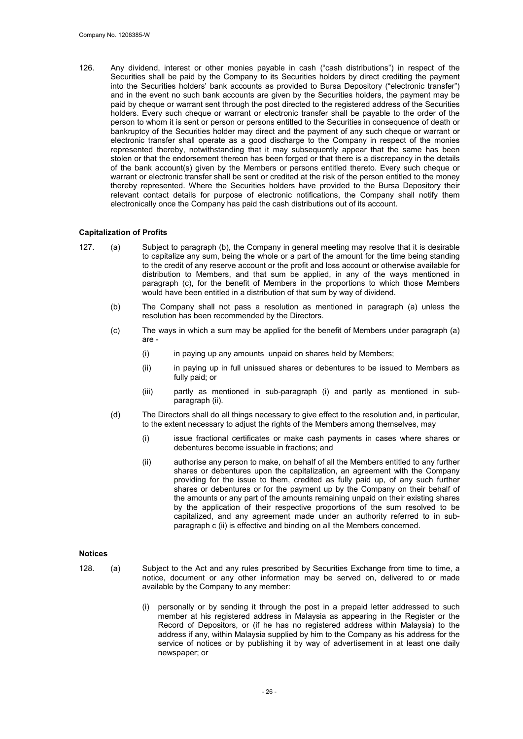126. Any dividend, interest or other monies payable in cash ("cash distributions") in respect of the Securities shall be paid by the Company to its Securities holders by direct crediting the payment into the Securities holders' bank accounts as provided to Bursa Depository ("electronic transfer") and in the event no such bank accounts are given by the Securities holders, the payment may be paid by cheque or warrant sent through the post directed to the registered address of the Securities holders. Every such cheque or warrant or electronic transfer shall be payable to the order of the person to whom it is sent or person or persons entitled to the Securities in consequence of death or bankruptcy of the Securities holder may direct and the payment of any such cheque or warrant or electronic transfer shall operate as a good discharge to the Company in respect of the monies represented thereby, notwithstanding that it may subsequently appear that the same has been stolen or that the endorsement thereon has been forged or that there is a discrepancy in the details of the bank account(s) given by the Members or persons entitled thereto. Every such cheque or warrant or electronic transfer shall be sent or credited at the risk of the person entitled to the money thereby represented. Where the Securities holders have provided to the Bursa Depository their relevant contact details for purpose of electronic notifications, the Company shall notify them electronically once the Company has paid the cash distributions out of its account.

**Capitalization of Profits**

127. (a) Subject to paragraph (b), the Company in general meeting may resolve that it is desirable to capitalize any sum, being the whole or a part of the amount for the time being standing to the credit of any reserve account or the profit and loss account or otherwise available for distribution to Members, and that sum be applied, in any of the ways mentioned in paragraph (c), for the benefit of Members in the proportions to which those Members would have been entitled in a distribution of that sum by way of dividend.

(b) The Company shall not pass a resolution as mentioned in paragraph (a) unless the resolution has been recommended by the Directors.

(c) The ways in which a sum may be applied for the benefit of Members under paragraph (a) are -

(i) in paying up any amounts unpaid on shares held by Members;

(ii) in paying up in full unissued shares or debentures to be issued to Members as fully paid; or

(iii) partly as mentioned in sub-paragraph (i) and partly as mentioned in sub-paragraph (ii).

(d) The Directors shall do all things necessary to give effect to the resolution and, in particular, to the extent necessary to adjust the rights of the Members among themselves, may

(i) issue fractional certificates or make cash payments in cases where shares or debentures become issuable in fractions; and

(ii) authorise any person to make, on behalf of all the Members entitled to any further shares or debentures upon the capitalization, an agreement with the Company providing for the issue to them, credited as fully paid up, of any such further shares or debentures or for the payment up by the Company on their behalf of the amounts or any part of the amounts remaining unpaid on their existing shares by the application of their respective proportions of the sum resolved to be capitalized, and any agreement made under an authority referred to in sub-paragraph c (ii) is effective and binding on all the Members concerned.

**Notices**

128. (a) Subject to the Act and any rules prescribed by Securities Exchange from time to time, a notice, document or any other information may be served on, delivered to or made available by the Company to any member:

(i) personally or by sending it through the post in a prepaid letter addressed to such member at his registered address in Malaysia as appearing in the Register or the Record of Depositors, or (if he has no registered address within Malaysia) to the address if any, within Malaysia supplied by him to the Company as his address for the service of notices or by publishing it by way of advertisement in at least one daily newspaper; or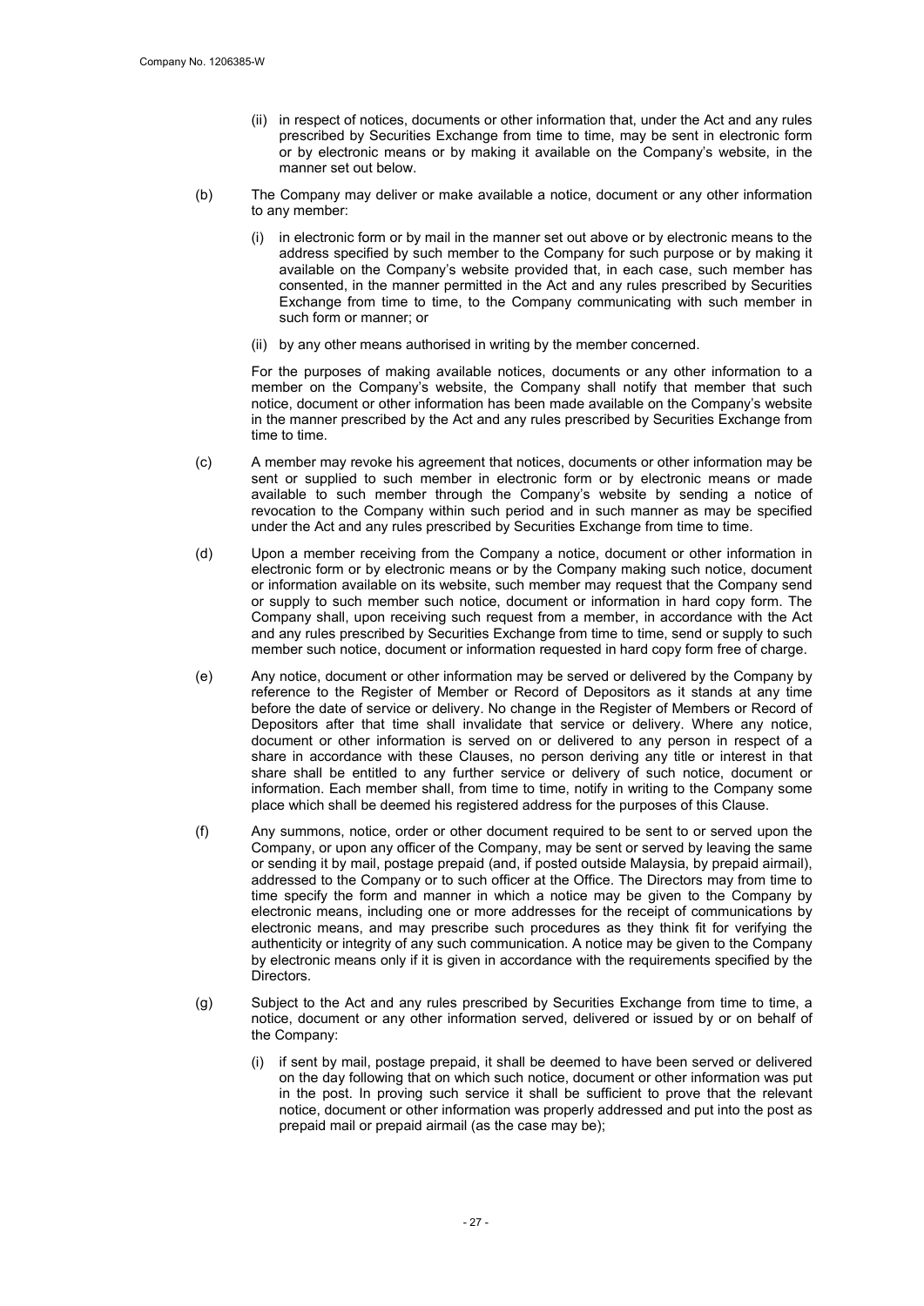(ii) in respect of notices, documents or other information that, under the Act and any rules prescribed by Securities Exchange from time to time, may be sent in electronic form or by electronic means or by making it available on the Company's website, in the manner set out below.

(b) The Company may deliver or make available a notice, document or any other information to any member:

(i) in electronic form or by mail in the manner set out above or by electronic means to the address specified by such member to the Company for such purpose or by making it available on the Company's website provided that, in each case, such member has consented, in the manner permitted in the Act and any rules prescribed by Securities Exchange from time to time, to the Company communicating with such member in such form or manner; or

(ii) by any other means authorised in writing by the member concerned.

For the purposes of making available notices, documents or any other information to a member on the Company's website, the Company shall notify that member that such notice, document or other information has been made available on the Company's website in the manner prescribed by the Act and any rules prescribed by Securities Exchange from time to time.

(c) A member may revoke his agreement that notices, documents or other information may be sent or supplied to such member in electronic form or by electronic means or made available to such member through the Company's website by sending a notice of revocation to the Company within such period and in such manner as may be specified under the Act and any rules prescribed by Securities Exchange from time to time.

(d) Upon a member receiving from the Company a notice, document or other information in electronic form or by electronic means or by the Company making such notice, document or information available on its website, such member may request that the Company send or supply to such member such notice, document or information in hard copy form. The Company shall, upon receiving such request from a member, in accordance with the Act and any rules prescribed by Securities Exchange from time to time, send or supply to such member such notice, document or information requested in hard copy form free of charge.

(e) Any notice, document or other information may be served or delivered by the Company by reference to the Register of Member or Record of Depositors as it stands at any time before the date of service or delivery. No change in the Register of Members or Record of Depositors after that time shall invalidate that service or delivery. Where any notice, document or other information is served on or delivered to any person in respect of a share in accordance with these Clauses, no person deriving any title or interest in that share shall be entitled to any further service or delivery of such notice, document or information. Each member shall, from time to time, notify in writing to the Company some place which shall be deemed his registered address for the purposes of this Clause.

(f) Any summons, notice, order or other document required to be sent to or served upon the Company, or upon any officer of the Company, may be sent or served by leaving the same or sending it by mail, postage prepaid (and, if posted outside Malaysia, by prepaid airmail), addressed to the Company or to such officer at the Office. The Directors may from time to time specify the form and manner in which a notice may be given to the Company by electronic means, including one or more addresses for the receipt of communications by electronic means, and may prescribe such procedures as they think fit for verifying the authenticity or integrity of any such communication. A notice may be given to the Company by electronic means only if it is given in accordance with the requirements specified by the Directors.

(g) Subject to the Act and any rules prescribed by Securities Exchange from time to time, a notice, document or any other information served, delivered or issued by or on behalf of the Company:

(i) if sent by mail, postage prepaid, it shall be deemed to have been served or delivered on the day following that on which such notice, document or other information was put in the post. In proving such service it shall be sufficient to prove that the relevant notice, document or other information was properly addressed and put into the post as prepaid mail or prepaid airmail (as the case may be);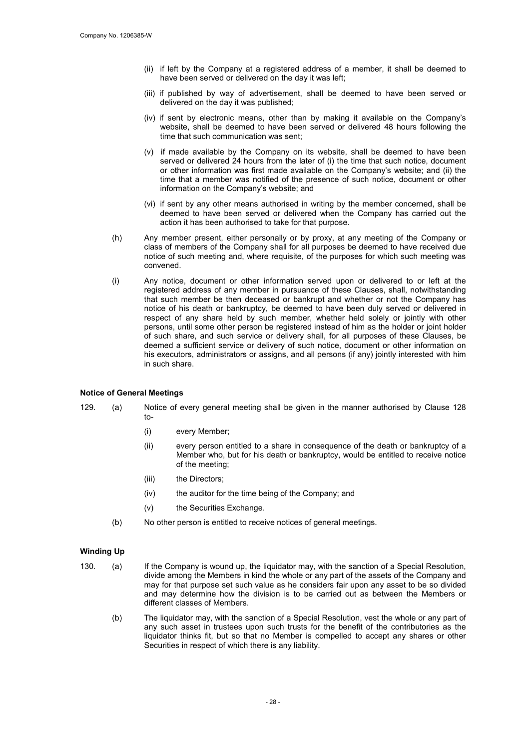(ii) if left by the Company at a registered address of a member, it shall be deemed to have been served or delivered on the day it was left;

(iii) if published by way of advertisement, shall be deemed to have been served or delivered on the day it was published;

(iv) if sent by electronic means, other than by making it available on the Company's website, shall be deemed to have been served or delivered 48 hours following the time that such communication was sent;

(v) if made available by the Company on its website, shall be deemed to have been served or delivered 24 hours from the later of (i) the time that such notice, document or other information was first made available on the Company's website; and (ii) the time that a member was notified of the presence of such notice, document or other information on the Company's website; and

(vi) if sent by any other means authorised in writing by the member concerned, shall be deemed to have been served or delivered when the Company has carried out the action it has been authorised to take for that purpose.

(h) Any member present, either personally or by proxy, at any meeting of the Company or class of members of the Company shall for all purposes be deemed to have received due notice of such meeting and, where requisite, of the purposes for which such meeting was convened.

(i) Any notice, document or other information served upon or delivered to or left at the registered address of any member in pursuance of these Clauses, shall, notwithstanding that such member be then deceased or bankrupt and whether or not the Company has notice of his death or bankruptcy, be deemed to have been duly served or delivered in respect of any share held by such member, whether held solely or jointly with other persons, until some other person be registered instead of him as the holder or joint holder of such share, and such service or delivery shall, for all purposes of these Clauses, be deemed a sufficient service or delivery of such notice, document or other information on his executors, administrators or assigns, and all persons (if any) jointly interested with him in such share.

**Notice of General Meetings**

129. (a) Notice of every general meeting shall be given in the manner authorised by Clause 128 to-

(i) every Member;

(ii) every person entitled to a share in consequence of the death or bankruptcy of a Member who, but for his death or bankruptcy, would be entitled to receive notice of the meeting;

(iii) the Directors;

(iv) the auditor for the time being of the Company; and

(v) the Securities Exchange.

(b) No other person is entitled to receive notices of general meetings.

**Winding Up**

130. (a) If the Company is wound up, the liquidator may, with the sanction of a Special Resolution, divide among the Members in kind the whole or any part of the assets of the Company and may for that purpose set such value as he considers fair upon any asset to be so divided and may determine how the division is to be carried out as between the Members or different classes of Members.

(b) The liquidator may, with the sanction of a Special Resolution, vest the whole or any part of any such asset in trustees upon such trusts for the benefit of the contributories as the liquidator thinks fit, but so that no Member is compelled to accept any shares or other Securities in respect of which there is any liability.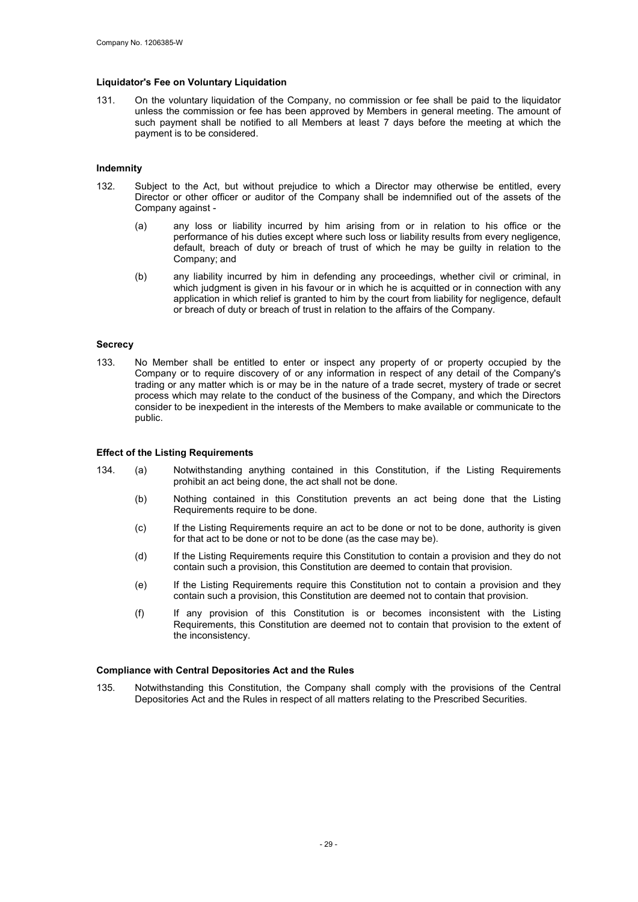**Liquidator's Fee on Voluntary Liquidation**

131. On the voluntary liquidation of the Company, no commission or fee shall be paid to the liquidator unless the commission or fee has been approved by Members in general meeting. The amount of such payment shall be notified to all Members at least 7 days before the meeting at which the payment is to be considered.

**Indemnity**

132. Subject to the Act, but without prejudice to which a Director may otherwise be entitled, every Director or other officer or auditor of the Company shall be indemnified out of the assets of the Company against -

 (a) any loss or liability incurred by him arising from or in relation to his office or the performance of his duties except where such loss or liability results from every negligence, default, breach of duty or breach of trust of which he may be guilty in relation to the Company; and

 (b) any liability incurred by him in defending any proceedings, whether civil or criminal, in which judgment is given in his favour or in which he is acquitted or in connection with any application in which relief is granted to him by the court from liability for negligence, default or breach of duty or breach of trust in relation to the affairs of the Company.

**Secrecy**

133. No Member shall be entitled to enter or inspect any property of or property occupied by the Company or to require discovery of or any information in respect of any detail of the Company's trading or any matter which is or may be in the nature of a trade secret, mystery of trade or secret process which may relate to the conduct of the business of the Company, and which the Directors consider to be inexpedient in the interests of the Members to make available or communicate to the public.

**Effect of the Listing Requirements**

134. (a) Notwithstanding anything contained in this Constitution, if the Listing Requirements prohibit an act being done, the act shall not be done.

 (b) Nothing contained in this Constitution prevents an act being done that the Listing Requirements require to be done.

 (c) If the Listing Requirements require an act to be done or not to be done, authority is given for that act to be done or not to be done (as the case may be).

 (d) If the Listing Requirements require this Constitution to contain a provision and they do not contain such a provision, this Constitution are deemed to contain that provision.

 (e) If the Listing Requirements require this Constitution not to contain a provision and they contain such a provision, this Constitution are deemed not to contain that provision.

 (f) If any provision of this Constitution is or becomes inconsistent with the Listing Requirements, this Constitution are deemed not to contain that provision to the extent of the inconsistency.

**Compliance with Central Depositories Act and the Rules**

135. Notwithstanding this Constitution, the Company shall comply with the provisions of the Central Depositories Act and the Rules in respect of all matters relating to the Prescribed Securities.